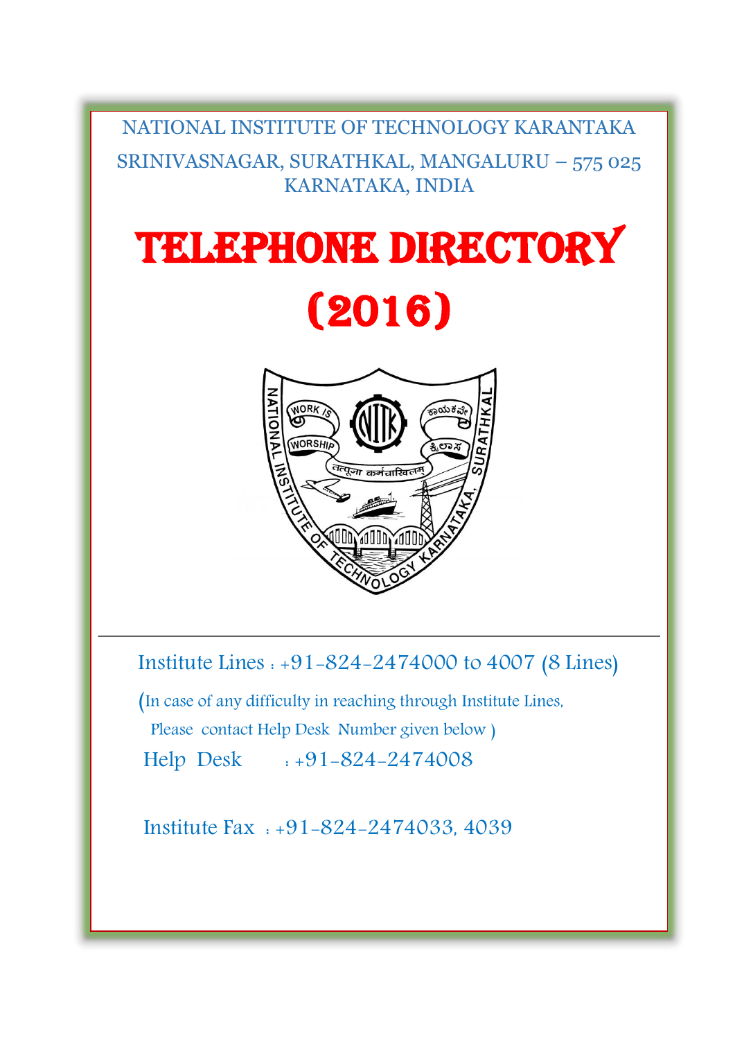NATIONAL INSTITUTE OF TECHNOLOGY KARANTAKA

SRINIVASNAGAR, SURATHKAL, MANGALURU – 575 025
KARNATAKA, INDIA

# TELEPHONE DIRECTORY

# (2016)

Institute Lines : +91-824-2474000 to 4007 (8 Lines)

(In case of any difficulty in reaching through Institute Lines,
Please contact Help Desk Number given below )

Help Desk : +91-824-2474008

Institute Fax : +91-824-2474033, 4039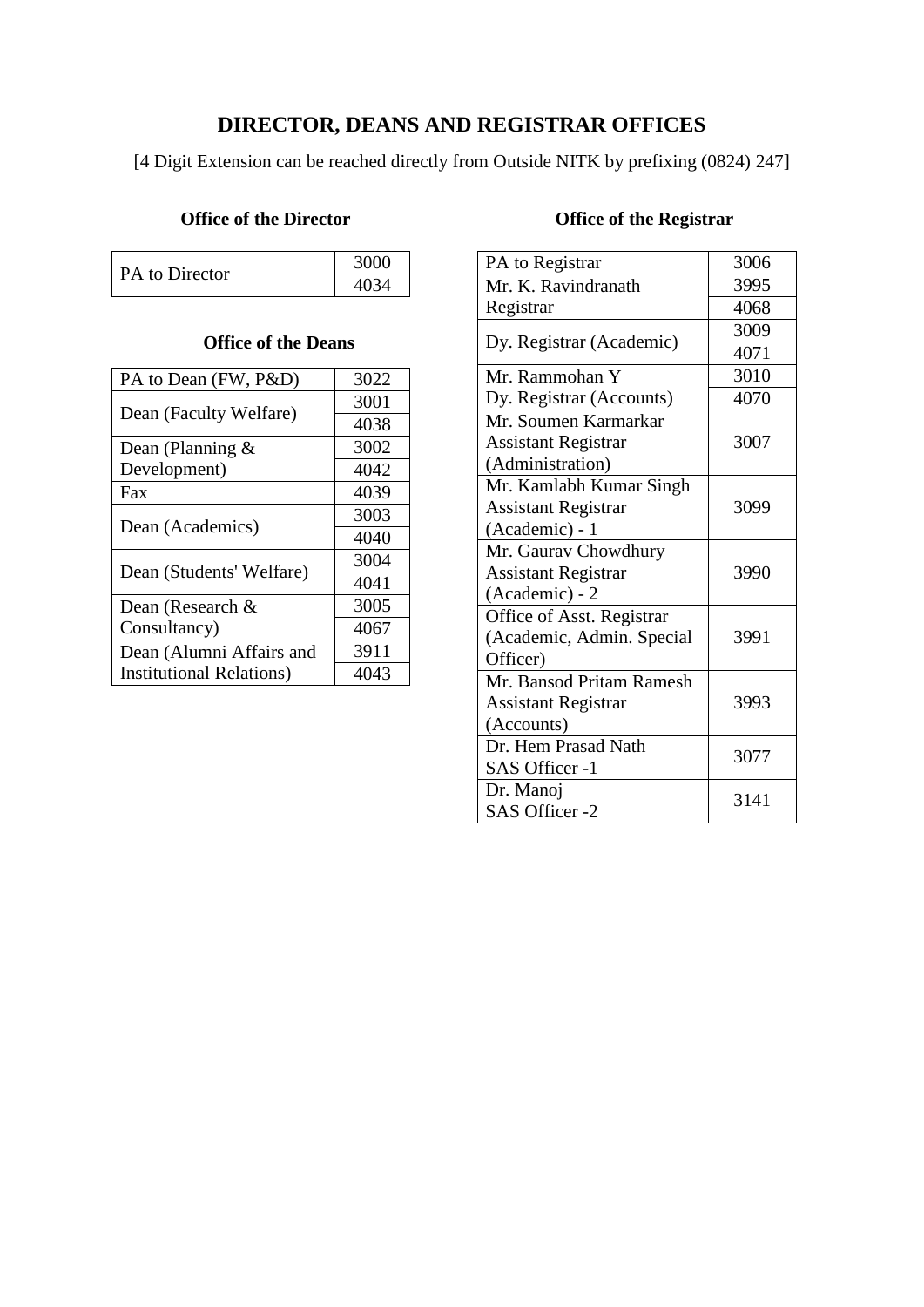# DIRECTOR, DEANS AND REGISTRAR OFFICES

[4 Digit Extension can be reached directly from Outside NITK by prefixing (0824) 247]

### Office of the Director

| PA to Director | 3000 |
|---|---|
| | 4034 |

### Office of the Deans

| PA to Dean (FW, P&D) | 3022 |
|---|---|
| Dean (Faculty Welfare) | 3001 |
| | 4038 |
| Dean (Planning & Development) | 3002 |
| | 4042 |
| Fax | 4039 |
| Dean (Academics) | 3003 |
| | 4040 |
| Dean (Students' Welfare) | 3004 |
| | 4041 |
| Dean (Research & Consultancy) | 3005 |
| | 4067 |
| Dean (Alumni Affairs and Institutional Relations) | 3911 |
| | 4043 |

### Office of the Registrar

| PA to Registrar | 3006 |
|---|---|
| Mr. K. Ravindranath Registrar | 3995 |
| | 4068 |
| Dy. Registrar (Academic) | 3009 |
| | 4071 |
| Mr. Rammohan Y Dy. Registrar (Accounts) | 3010 |
| | 4070 |
| Mr. Soumen Karmarkar Assistant Registrar (Administration) | 3007 |
| Mr. Kamlabh Kumar Singh Assistant Registrar (Academic) - 1 | 3099 |
| Mr. Gaurav Chowdhury Assistant Registrar (Academic) - 2 | 3990 |
| Office of Asst. Registrar (Academic, Admin. Special Officer) | 3991 |
| Mr. Bansod Pritam Ramesh Assistant Registrar (Accounts) | 3993 |
| Dr. Hem Prasad Nath SAS Officer -1 | 3077 |
| Dr. Manoj SAS Officer -2 | 3141 |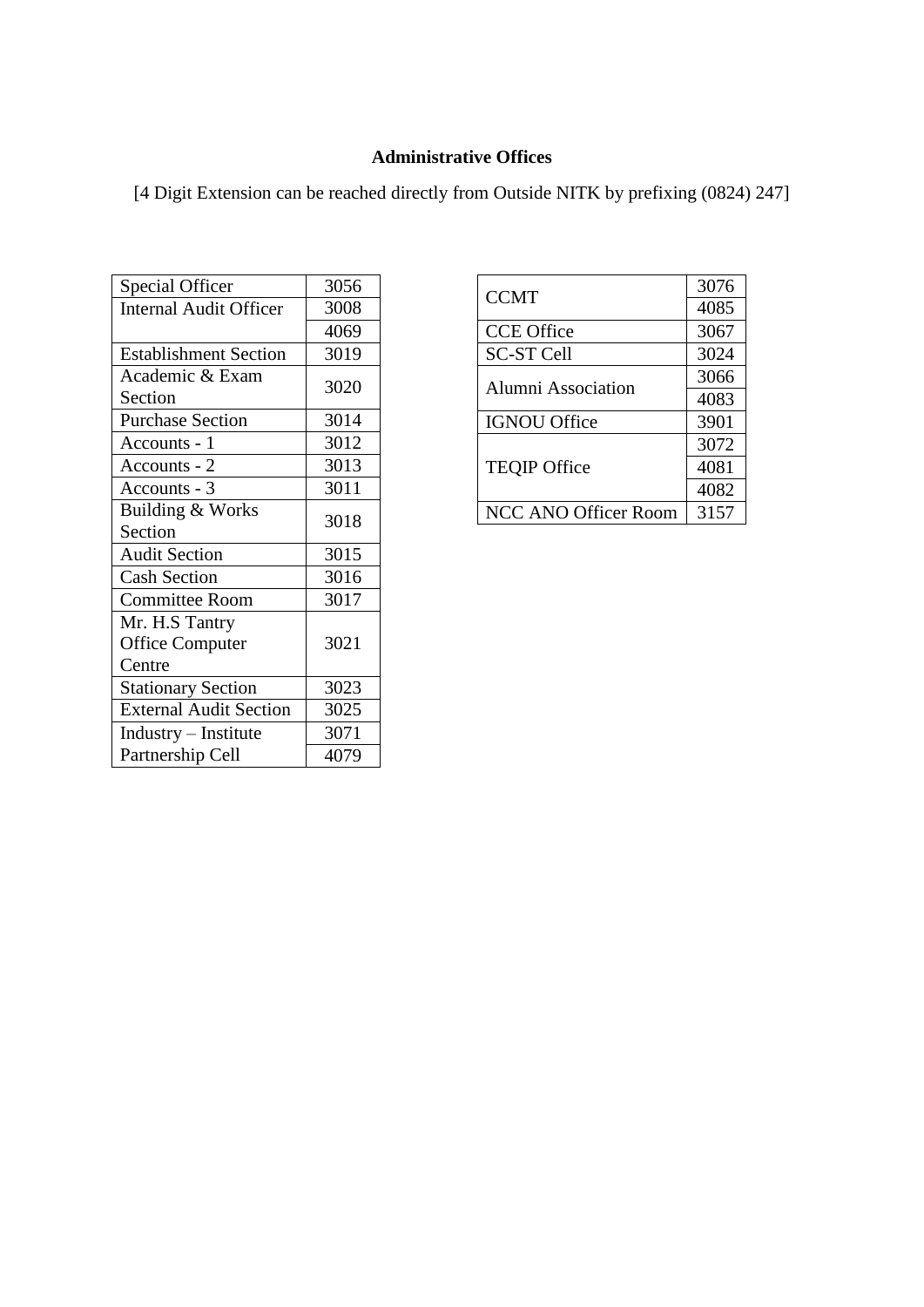**Administrative Offices**

[4 Digit Extension can be reached directly from Outside NITK by prefixing (0824) 247]

| Office | Extension |
|---|---|
| Special Officer | 3056 |
| Internal Audit Officer | 3008 |
| | 4069 |
| Establishment Section | 3019 |
| Academic & Exam Section | 3020 |
| Purchase Section | 3014 |
| Accounts - 1 | 3012 |
| Accounts - 2 | 3013 |
| Accounts - 3 | 3011 |
| Building & Works Section | 3018 |
| Audit Section | 3015 |
| Cash Section | 3016 |
| Committee Room | 3017 |
| Mr. H.S Tantry Office Computer Centre | 3021 |
| Stationary Section | 3023 |
| External Audit Section | 3025 |
| Industry – Institute Partnership Cell | 3071 |
| | 4079 |

| Office | Extension |
|---|---|
| CCMT | 3076 |
| | 4085 |
| CCE Office | 3067 |
| SC-ST Cell | 3024 |
| Alumni Association | 3066 |
| | 4083 |
| IGNOU Office | 3901 |
| TEQIP Office | 3072 |
| | 4081 |
| | 4082 |
| NCC ANO Officer Room | 3157 |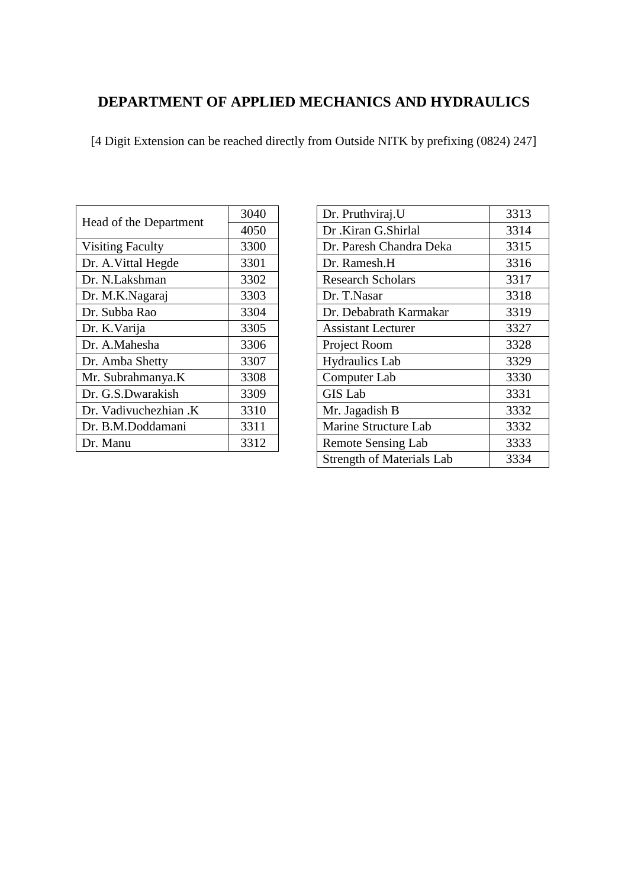## DEPARTMENT OF APPLIED MECHANICS AND HYDRAULICS

[4 Digit Extension can be reached directly from Outside NITK by prefixing (0824) 247]

| Name | Extension |
|---|---|
| Head of the Department | 3040 |
| | 4050 |
| Visiting Faculty | 3300 |
| Dr. A.Vittal Hegde | 3301 |
| Dr. N.Lakshman | 3302 |
| Dr. M.K.Nagaraj | 3303 |
| Dr. Subba Rao | 3304 |
| Dr. K.Varija | 3305 |
| Dr. A.Mahesha | 3306 |
| Dr. Amba Shetty | 3307 |
| Mr. Subrahmanya.K | 3308 |
| Dr. G.S.Dwarakish | 3309 |
| Dr. Vadivuchezhian .K | 3310 |
| Dr. B.M.Doddamani | 3311 |
| Dr. Manu | 3312 |

| Name | Extension |
|---|---|
| Dr. Pruthviraj.U | 3313 |
| Dr .Kiran G.Shirlal | 3314 |
| Dr. Paresh Chandra Deka | 3315 |
| Dr. Ramesh.H | 3316 |
| Research Scholars | 3317 |
| Dr. T.Nasar | 3318 |
| Dr. Debabrath Karmakar | 3319 |
| Assistant Lecturer | 3327 |
| Project Room | 3328 |
| Hydraulics Lab | 3329 |
| Computer Lab | 3330 |
| GIS Lab | 3331 |
| Mr. Jagadish B | 3332 |
| Marine Structure Lab | 3332 |
| Remote Sensing Lab | 3333 |
| Strength of Materials Lab | 3334 |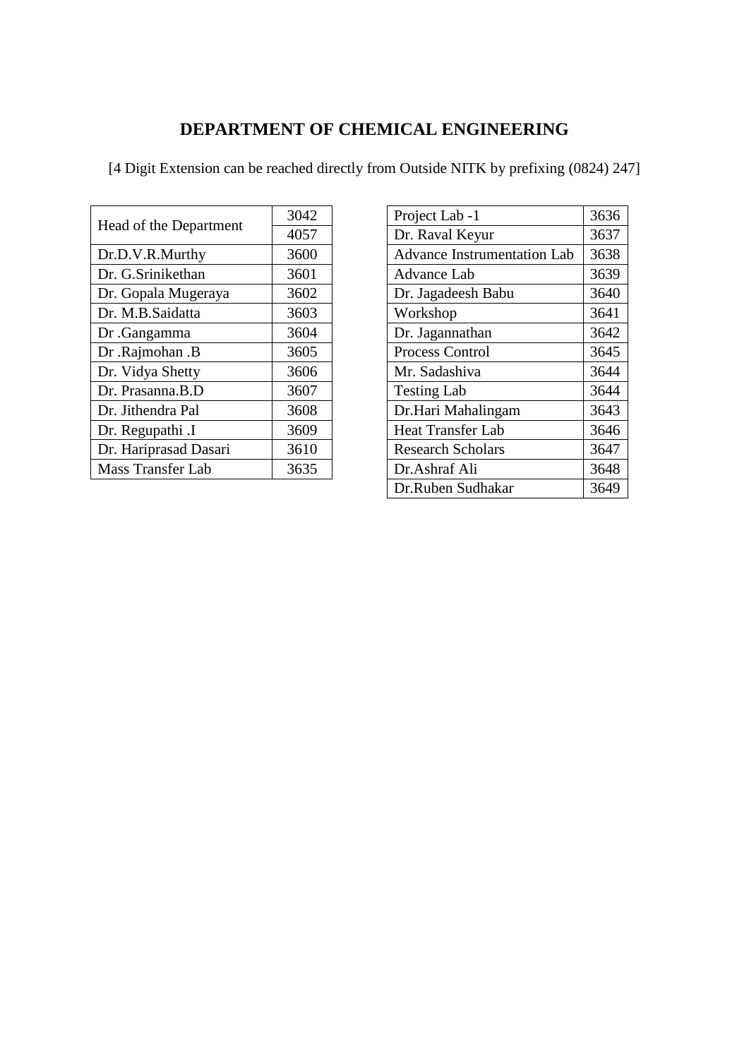# DEPARTMENT OF CHEMICAL ENGINEERING

[4 Digit Extension can be reached directly from Outside NITK by prefixing (0824) 247]

| Name | Extension |
|---|---|
| Head of the Department | 3042 |
| | 4057 |
| Dr.D.V.R.Murthy | 3600 |
| Dr. G.Srinikethan | 3601 |
| Dr. Gopala Mugeraya | 3602 |
| Dr. M.B.Saidatta | 3603 |
| Dr .Gangamma | 3604 |
| Dr .Rajmohan .B | 3605 |
| Dr. Vidya Shetty | 3606 |
| Dr. Prasanna.B.D | 3607 |
| Dr. Jithendra Pal | 3608 |
| Dr. Regupathi .I | 3609 |
| Dr. Hariprasad Dasari | 3610 |
| Mass Transfer Lab | 3635 |

| Name | Extension |
|---|---|
| Project Lab -1 | 3636 |
| Dr. Raval Keyur | 3637 |
| Advance Instrumentation Lab | 3638 |
| Advance Lab | 3639 |
| Dr. Jagadeesh Babu | 3640 |
| Workshop | 3641 |
| Dr. Jagannathan | 3642 |
| Process Control | 3645 |
| Mr. Sadashiva | 3644 |
| Testing Lab | 3644 |
| Dr.Hari Mahalingam | 3643 |
| Heat Transfer Lab | 3646 |
| Research Scholars | 3647 |
| Dr.Ashraf Ali | 3648 |
| Dr.Ruben Sudhakar | 3649 |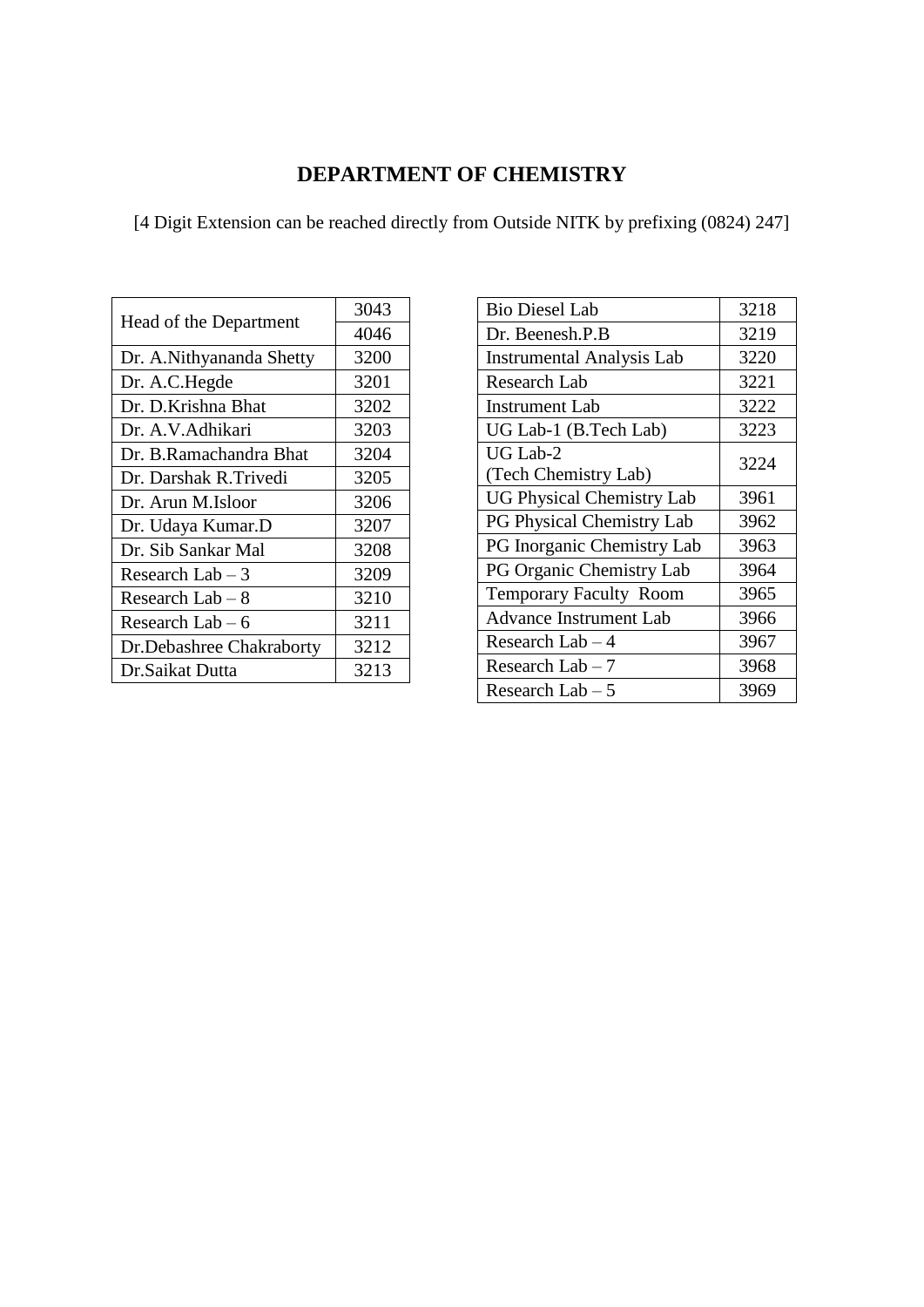# DEPARTMENT OF CHEMISTRY

[4 Digit Extension can be reached directly from Outside NITK by prefixing (0824) 247]

| | |
|---|---|
| Head of the Department | 3043 |
| | 4046 |
| Dr. A.Nithyananda Shetty | 3200 |
| Dr. A.C.Hegde | 3201 |
| Dr. D.Krishna Bhat | 3202 |
| Dr. A.V.Adhikari | 3203 |
| Dr. B.Ramachandra Bhat | 3204 |
| Dr. Darshak R.Trivedi | 3205 |
| Dr. Arun M.Isloor | 3206 |
| Dr. Udaya Kumar.D | 3207 |
| Dr. Sib Sankar Mal | 3208 |
| Research Lab – 3 | 3209 |
| Research Lab – 8 | 3210 |
| Research Lab – 6 | 3211 |
| Dr.Debashree Chakraborty | 3212 |
| Dr.Saikat Dutta | 3213 |

| | |
|---|---|
| Bio Diesel Lab | 3218 |
| Dr. Beenesh.P.B | 3219 |
| Instrumental Analysis Lab | 3220 |
| Research Lab | 3221 |
| Instrument Lab | 3222 |
| UG Lab-1 (B.Tech Lab) | 3223 |
| UG Lab-2 (Tech Chemistry Lab) | 3224 |
| UG Physical Chemistry Lab | 3961 |
| PG Physical Chemistry Lab | 3962 |
| PG Inorganic Chemistry Lab | 3963 |
| PG Organic Chemistry Lab | 3964 |
| Temporary Faculty Room | 3965 |
| Advance Instrument Lab | 3966 |
| Research Lab – 4 | 3967 |
| Research Lab – 7 | 3968 |
| Research Lab – 5 | 3969 |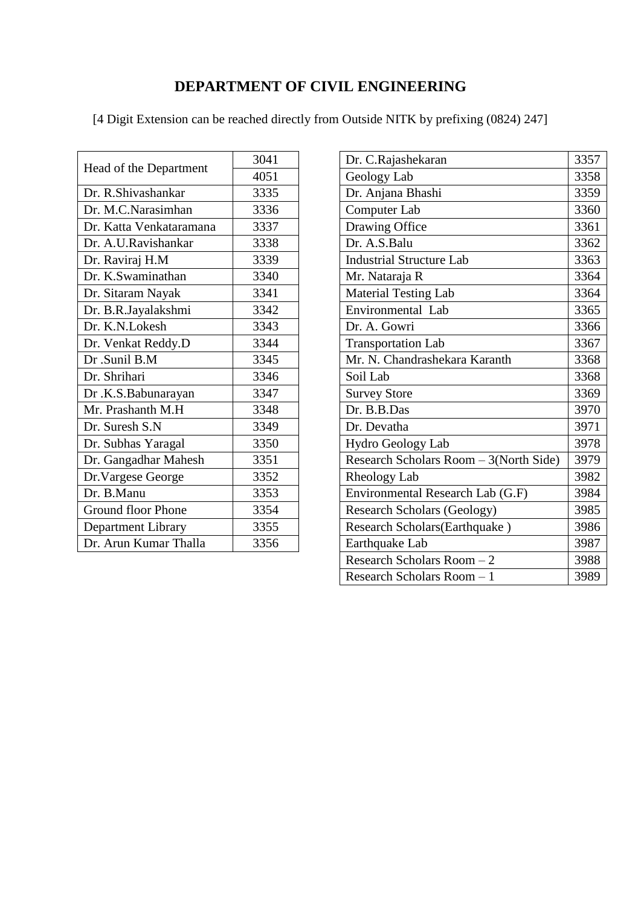# DEPARTMENT OF CIVIL ENGINEERING

[4 Digit Extension can be reached directly from Outside NITK by prefixing (0824) 247]

| Name | Extension |
|---|---|
| Head of the Department | 3041 |
| | 4051 |
| Dr. R.Shivashankar | 3335 |
| Dr. M.C.Narasimhan | 3336 |
| Dr. Katta Venkataramana | 3337 |
| Dr. A.U.Ravishankar | 3338 |
| Dr. Raviraj H.M | 3339 |
| Dr. K.Swaminathan | 3340 |
| Dr. Sitaram Nayak | 3341 |
| Dr. B.R.Jayalakshmi | 3342 |
| Dr. K.N.Lokesh | 3343 |
| Dr. Venkat Reddy.D | 3344 |
| Dr .Sunil B.M | 3345 |
| Dr. Shrihari | 3346 |
| Dr .K.S.Babunarayan | 3347 |
| Mr. Prashanth M.H | 3348 |
| Dr. Suresh S.N | 3349 |
| Dr. Subhas Yaragal | 3350 |
| Dr. Gangadhar Mahesh | 3351 |
| Dr.Vargese George | 3352 |
| Dr. B.Manu | 3353 |
| Ground floor Phone | 3354 |
| Department Library | 3355 |
| Dr. Arun Kumar Thalla | 3356 |

| Name | Extension |
|---|---|
| Dr. C.Rajashekaran | 3357 |
| Geology Lab | 3358 |
| Dr. Anjana Bhashi | 3359 |
| Computer Lab | 3360 |
| Drawing Office | 3361 |
| Dr. A.S.Balu | 3362 |
| Industrial Structure Lab | 3363 |
| Mr. Nataraja R | 3364 |
| Material Testing Lab | 3364 |
| Environmental Lab | 3365 |
| Dr. A. Gowri | 3366 |
| Transportation Lab | 3367 |
| Mr. N. Chandrashekara Karanth | 3368 |
| Soil Lab | 3368 |
| Survey Store | 3369 |
| Dr. B.B.Das | 3970 |
| Dr. Devatha | 3971 |
| Hydro Geology Lab | 3978 |
| Research Scholars Room – 3(North Side) | 3979 |
| Rheology Lab | 3982 |
| Environmental Research Lab (G.F) | 3984 |
| Research Scholars (Geology) | 3985 |
| Research Scholars(Earthquake ) | 3986 |
| Earthquake Lab | 3987 |
| Research Scholars Room – 2 | 3988 |
| Research Scholars Room – 1 | 3989 |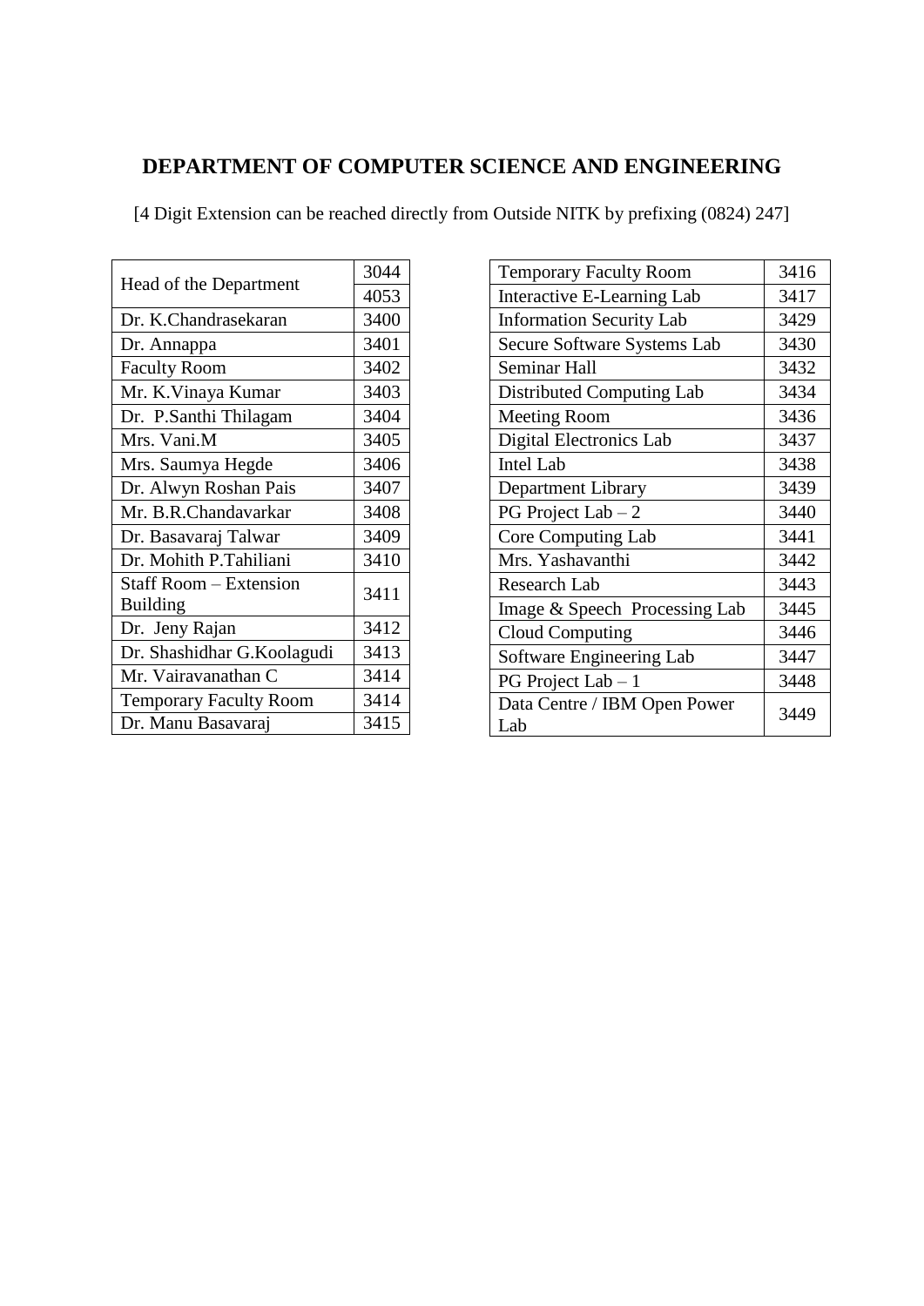## DEPARTMENT OF COMPUTER SCIENCE AND ENGINEERING

[4 Digit Extension can be reached directly from Outside NITK by prefixing (0824) 247]

| Name | Extension |
|---|---|
| Head of the Department | 3044 |
| | 4053 |
| Dr. K.Chandrasekaran | 3400 |
| Dr. Annappa | 3401 |
| Faculty Room | 3402 |
| Mr. K.Vinaya Kumar | 3403 |
| Dr. P.Santhi Thilagam | 3404 |
| Mrs. Vani.M | 3405 |
| Mrs. Saumya Hegde | 3406 |
| Dr. Alwyn Roshan Pais | 3407 |
| Mr. B.R.Chandavarkar | 3408 |
| Dr. Basavaraj Talwar | 3409 |
| Dr. Mohith P.Tahiliani | 3410 |
| Staff Room – Extension Building | 3411 |
| Dr. Jeny Rajan | 3412 |
| Dr. Shashidhar G.Koolagudi | 3413 |
| Mr. Vairavanathan C | 3414 |
| Temporary Faculty Room | 3414 |
| Dr. Manu Basavaraj | 3415 |

| Name | Extension |
|---|---|
| Temporary Faculty Room | 3416 |
| Interactive E-Learning Lab | 3417 |
| Information Security Lab | 3429 |
| Secure Software Systems Lab | 3430 |
| Seminar Hall | 3432 |
| Distributed Computing Lab | 3434 |
| Meeting Room | 3436 |
| Digital Electronics Lab | 3437 |
| Intel Lab | 3438 |
| Department Library | 3439 |
| PG Project Lab – 2 | 3440 |
| Core Computing Lab | 3441 |
| Mrs. Yashavanthi | 3442 |
| Research Lab | 3443 |
| Image & Speech Processing Lab | 3445 |
| Cloud Computing | 3446 |
| Software Engineering Lab | 3447 |
| PG Project Lab – 1 | 3448 |
| Data Centre / IBM Open Power Lab | 3449 |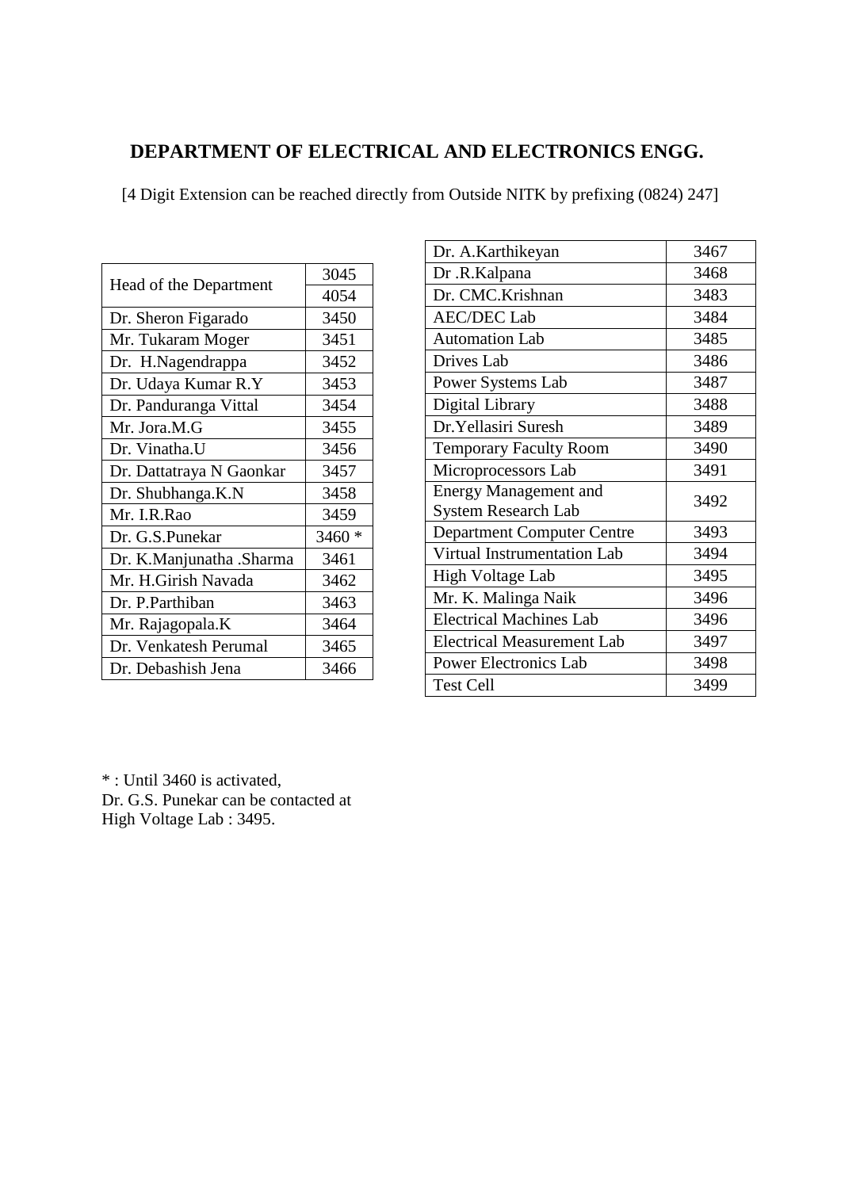## DEPARTMENT OF ELECTRICAL AND ELECTRONICS ENGG.

[4 Digit Extension can be reached directly from Outside NITK by prefixing (0824) 247]

| Name | Extension |
|---|---|
| Head of the Department | 3045 |
| | 4054 |
| Dr. Sheron Figarado | 3450 |
| Mr. Tukaram Moger | 3451 |
| Dr. H.Nagendrappa | 3452 |
| Dr. Udaya Kumar R.Y | 3453 |
| Dr. Panduranga Vittal | 3454 |
| Mr. Jora.M.G | 3455 |
| Dr. Vinatha.U | 3456 |
| Dr. Dattatraya N Gaonkar | 3457 |
| Dr. Shubhanga.K.N | 3458 |
| Mr. I.R.Rao | 3459 |
| Dr. G.S.Punekar | 3460 * |
| Dr. K.Manjunatha .Sharma | 3461 |
| Mr. H.Girish Navada | 3462 |
| Dr. P.Parthiban | 3463 |
| Mr. Rajagopala.K | 3464 |
| Dr. Venkatesh Perumal | 3465 |
| Dr. Debashish Jena | 3466 |

| Name | Extension |
|---|---|
| Dr. A.Karthikeyan | 3467 |
| Dr .R.Kalpana | 3468 |
| Dr. CMC.Krishnan | 3483 |
| AEC/DEC Lab | 3484 |
| Automation Lab | 3485 |
| Drives Lab | 3486 |
| Power Systems Lab | 3487 |
| Digital Library | 3488 |
| Dr.Yellasiri Suresh | 3489 |
| Temporary Faculty Room | 3490 |
| Microprocessors Lab | 3491 |
| Energy Management and System Research Lab | 3492 |
| Department Computer Centre | 3493 |
| Virtual Instrumentation Lab | 3494 |
| High Voltage Lab | 3495 |
| Mr. K. Malinga Naik | 3496 |
| Electrical Machines Lab | 3496 |
| Electrical Measurement Lab | 3497 |
| Power Electronics Lab | 3498 |
| Test Cell | 3499 |

* : Until 3460 is activated,
Dr. G.S. Punekar can be contacted at
High Voltage Lab : 3495.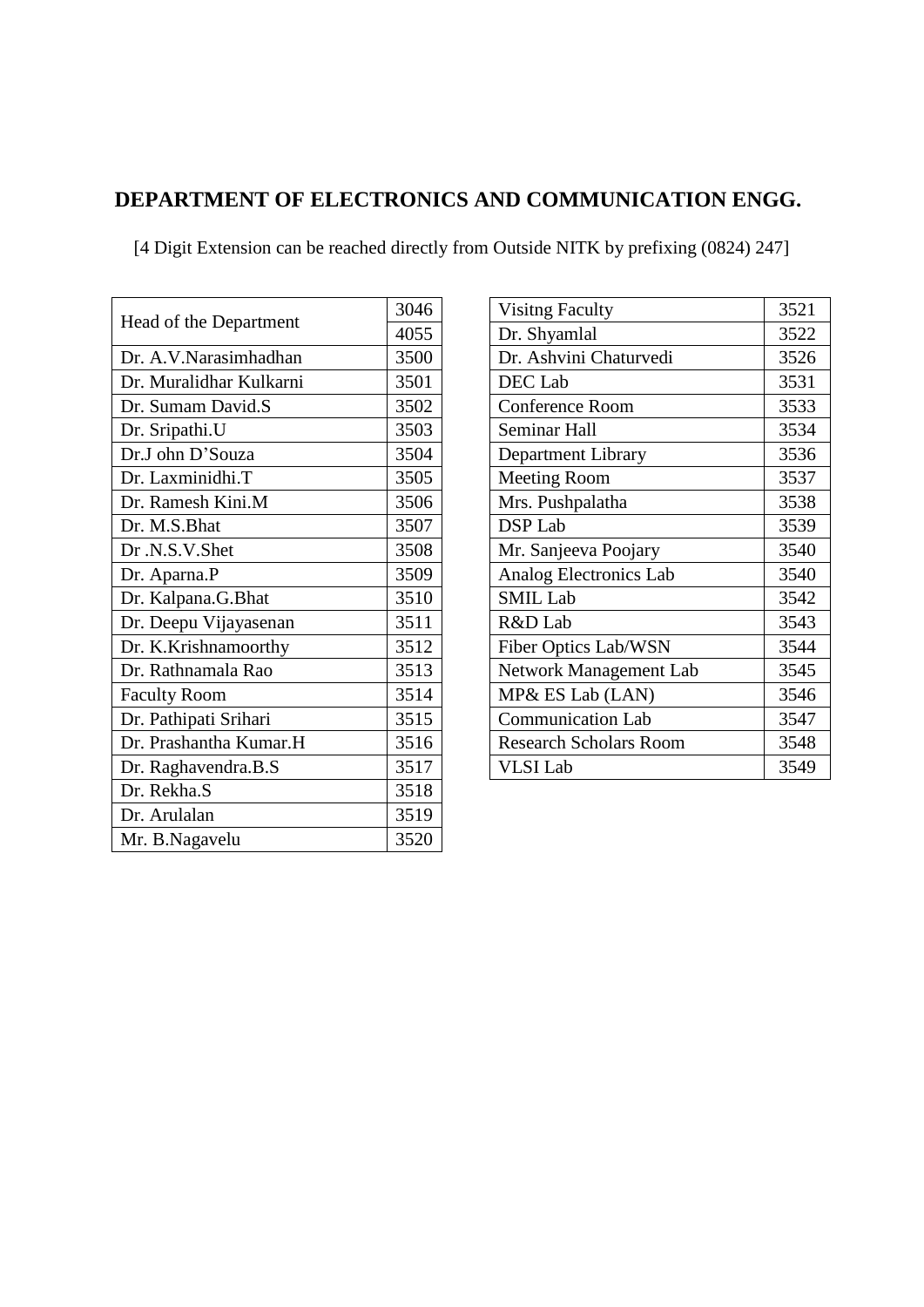## DEPARTMENT OF ELECTRONICS AND COMMUNICATION ENGG.

[4 Digit Extension can be reached directly from Outside NITK by prefixing (0824) 247]

| Name | Extension |
|---|---|
| Head of the Department | 3046 |
| | 4055 |
| Dr. A.V.Narasimhadhan | 3500 |
| Dr. Muralidhar Kulkarni | 3501 |
| Dr. Sumam David.S | 3502 |
| Dr. Sripathi.U | 3503 |
| Dr.J ohn D'Souza | 3504 |
| Dr. Laxminidhi.T | 3505 |
| Dr. Ramesh Kini.M | 3506 |
| Dr. M.S.Bhat | 3507 |
| Dr .N.S.V.Shet | 3508 |
| Dr. Aparna.P | 3509 |
| Dr. Kalpana.G.Bhat | 3510 |
| Dr. Deepu Vijayasenan | 3511 |
| Dr. K.Krishnamoorthy | 3512 |
| Dr. Rathnamala Rao | 3513 |
| Faculty Room | 3514 |
| Dr. Pathipati Srihari | 3515 |
| Dr. Prashantha Kumar.H | 3516 |
| Dr. Raghavendra.B.S | 3517 |
| Dr. Rekha.S | 3518 |
| Dr. Arulalan | 3519 |
| Mr. B.Nagavelu | 3520 |

| Name | Extension |
|---|---|
| Visitng Faculty | 3521 |
| Dr. Shyamlal | 3522 |
| Dr. Ashvini Chaturvedi | 3526 |
| DEC Lab | 3531 |
| Conference Room | 3533 |
| Seminar Hall | 3534 |
| Department Library | 3536 |
| Meeting Room | 3537 |
| Mrs. Pushpalatha | 3538 |
| DSP Lab | 3539 |
| Mr. Sanjeeva Poojary | 3540 |
| Analog Electronics Lab | 3540 |
| SMIL Lab | 3542 |
| R&D Lab | 3543 |
| Fiber Optics Lab/WSN | 3544 |
| Network Management Lab | 3545 |
| MP& ES Lab (LAN) | 3546 |
| Communication Lab | 3547 |
| Research Scholars Room | 3548 |
| VLSI Lab | 3549 |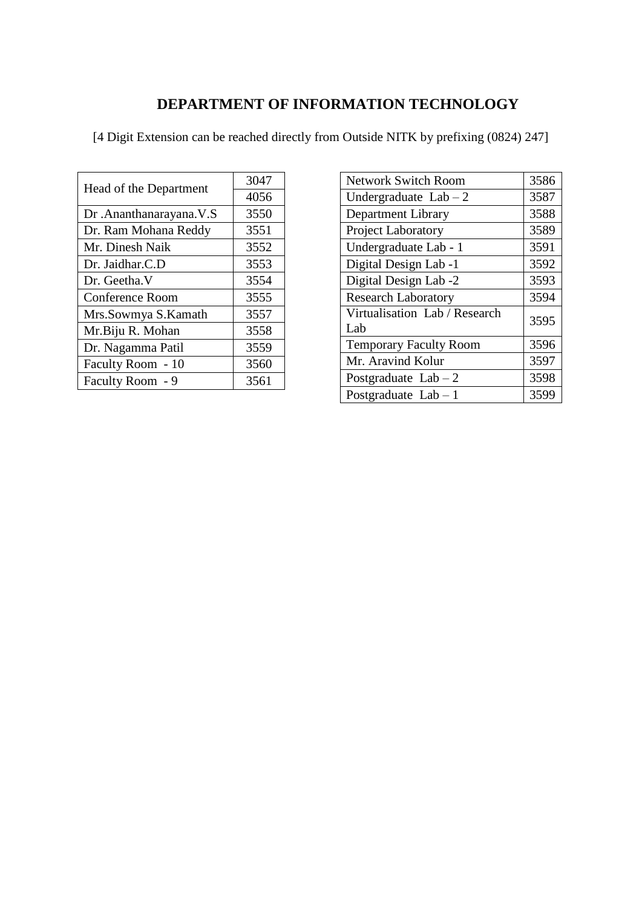# DEPARTMENT OF INFORMATION TECHNOLOGY

[4 Digit Extension can be reached directly from Outside NITK by prefixing (0824) 247]

| Name | Extension |
|---|---|
| Head of the Department | 3047 |
| | 4056 |
| Dr .Ananthanarayana.V.S | 3550 |
| Dr. Ram Mohana Reddy | 3551 |
| Mr. Dinesh Naik | 3552 |
| Dr. Jaidhar.C.D | 3553 |
| Dr. Geetha.V | 3554 |
| Conference Room | 3555 |
| Mrs.Sowmya S.Kamath | 3557 |
| Mr.Biju R. Mohan | 3558 |
| Dr. Nagamma Patil | 3559 |
| Faculty Room - 10 | 3560 |
| Faculty Room - 9 | 3561 |

| Name | Extension |
|---|---|
| Network Switch Room | 3586 |
| Undergraduate Lab – 2 | 3587 |
| Department Library | 3588 |
| Project Laboratory | 3589 |
| Undergraduate Lab - 1 | 3591 |
| Digital Design Lab -1 | 3592 |
| Digital Design Lab -2 | 3593 |
| Research Laboratory | 3594 |
| Virtualisation Lab / Research Lab | 3595 |
| Temporary Faculty Room | 3596 |
| Mr. Aravind Kolur | 3597 |
| Postgraduate Lab – 2 | 3598 |
| Postgraduate Lab – 1 | 3599 |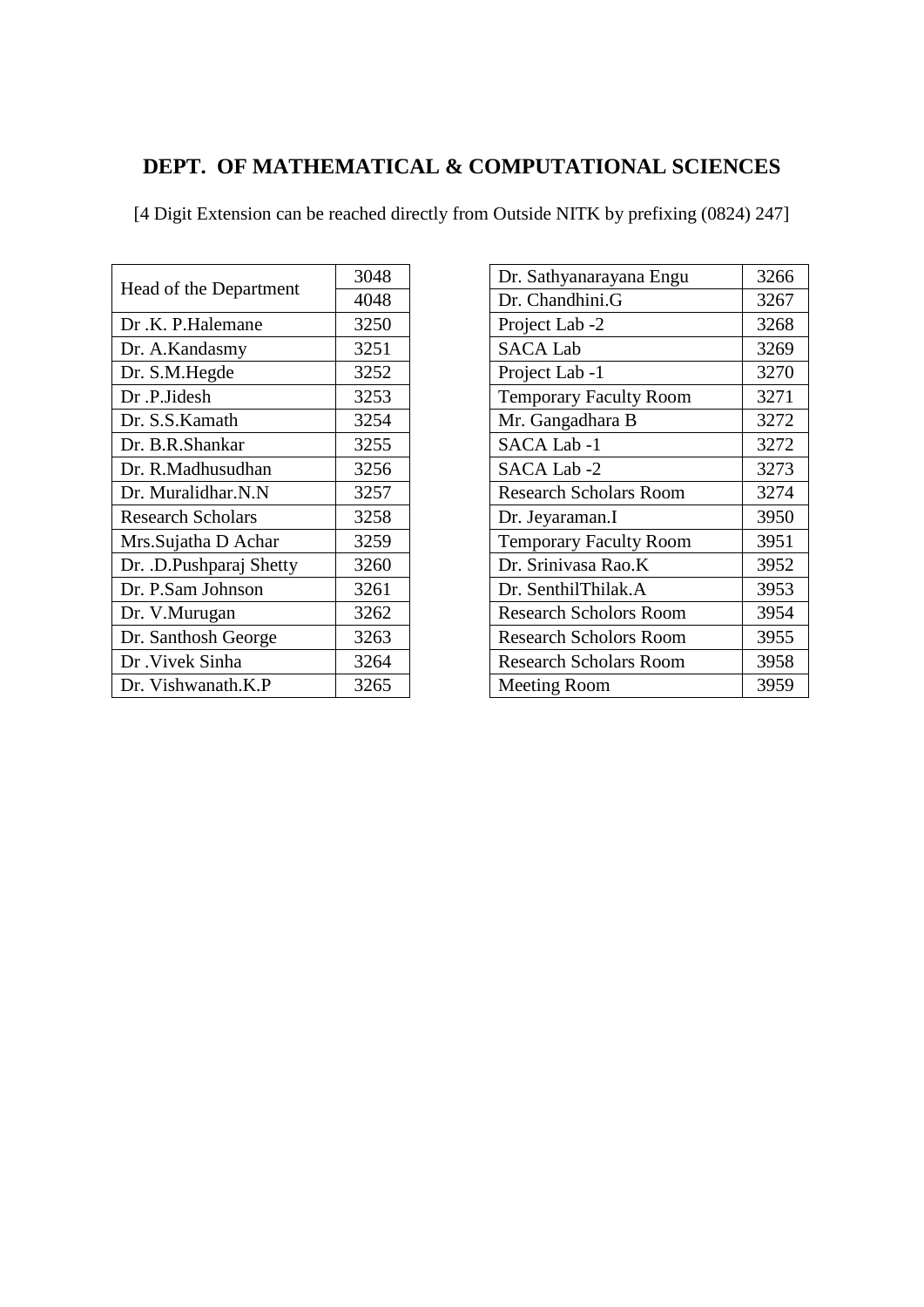## DEPT. OF MATHEMATICAL & COMPUTATIONAL SCIENCES

[4 Digit Extension can be reached directly from Outside NITK by prefixing (0824) 247]

| Name | Extension |
|---|---|
| Head of the Department | 3048 |
| | 4048 |
| Dr .K. P.Halemane | 3250 |
| Dr. A.Kandasmy | 3251 |
| Dr. S.M.Hegde | 3252 |
| Dr .P.Jidesh | 3253 |
| Dr. S.S.Kamath | 3254 |
| Dr. B.R.Shankar | 3255 |
| Dr. R.Madhusudhan | 3256 |
| Dr. Muralidhar.N.N | 3257 |
| Research Scholars | 3258 |
| Mrs.Sujatha D Achar | 3259 |
| Dr. .D.Pushparaj Shetty | 3260 |
| Dr. P.Sam Johnson | 3261 |
| Dr. V.Murugan | 3262 |
| Dr. Santhosh George | 3263 |
| Dr .Vivek Sinha | 3264 |
| Dr. Vishwanath.K.P | 3265 |

| Name | Extension |
|---|---|
| Dr. Sathyanarayana Engu | 3266 |
| Dr. Chandhini.G | 3267 |
| Project Lab -2 | 3268 |
| SACA Lab | 3269 |
| Project Lab -1 | 3270 |
| Temporary Faculty Room | 3271 |
| Mr. Gangadhara B | 3272 |
| SACA Lab -1 | 3272 |
| SACA Lab -2 | 3273 |
| Research Scholars Room | 3274 |
| Dr. Jeyaraman.I | 3950 |
| Temporary Faculty Room | 3951 |
| Dr. Srinivasa Rao.K | 3952 |
| Dr. SenthilThilak.A | 3953 |
| Research Scholors Room | 3954 |
| Research Scholors Room | 3955 |
| Research Scholars Room | 3958 |
| Meeting Room | 3959 |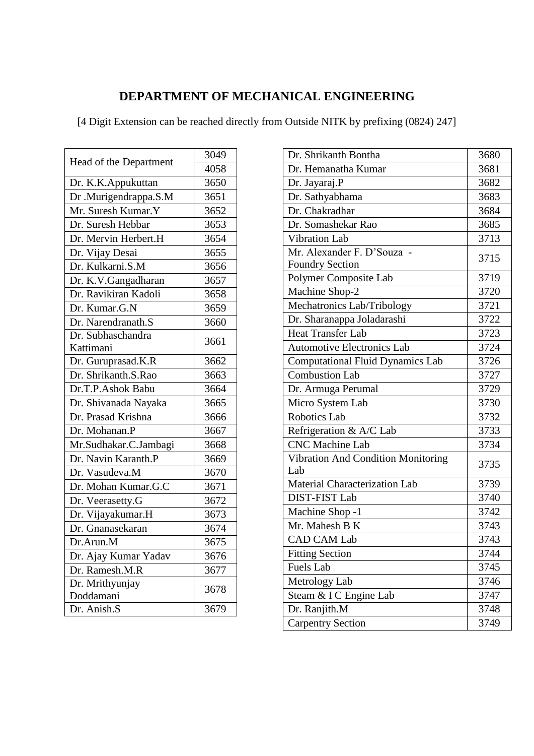# DEPARTMENT OF MECHANICAL ENGINEERING

[4 Digit Extension can be reached directly from Outside NITK by prefixing (0824) 247]

| Name | Extension |
|---|---|
| Head of the Department | 3049 |
| | 4058 |
| Dr. K.K.Appukuttan | 3650 |
| Dr .Murigendrappa.S.M | 3651 |
| Mr. Suresh Kumar.Y | 3652 |
| Dr. Suresh Hebbar | 3653 |
| Dr. Mervin Herbert.H | 3654 |
| Dr. Vijay Desai | 3655 |
| Dr. Kulkarni.S.M | 3656 |
| Dr. K.V.Gangadharan | 3657 |
| Dr. Ravikiran Kadoli | 3658 |
| Dr. Kumar.G.N | 3659 |
| Dr. Narendranath.S | 3660 |
| Dr. Subhaschandra Kattimani | 3661 |
| Dr. Guruprasad.K.R | 3662 |
| Dr. Shrikanth.S.Rao | 3663 |
| Dr.T.P.Ashok Babu | 3664 |
| Dr. Shivanada Nayaka | 3665 |
| Dr. Prasad Krishna | 3666 |
| Dr. Mohanan.P | 3667 |
| Mr.Sudhakar.C.Jambagi | 3668 |
| Dr. Navin Karanth.P | 3669 |
| Dr. Vasudeva.M | 3670 |
| Dr. Mohan Kumar.G.C | 3671 |
| Dr. Veerasetty.G | 3672 |
| Dr. Vijayakumar.H | 3673 |
| Dr. Gnanasekaran | 3674 |
| Dr.Arun.M | 3675 |
| Dr. Ajay Kumar Yadav | 3676 |
| Dr. Ramesh.M.R | 3677 |
| Dr. Mrithyunjay Doddamani | 3678 |
| Dr. Anish.S | 3679 |
| Dr. Shrikanth Bontha | 3680 |
| Dr. Hemanatha Kumar | 3681 |
| Dr. Jayaraj.P | 3682 |
| Dr. Sathyabhama | 3683 |
| Dr. Chakradhar | 3684 |
| Dr. Somashekar Rao | 3685 |
| Vibration Lab | 3713 |
| Mr. Alexander F. D'Souza - Foundry Section | 3715 |
| Polymer Composite Lab | 3719 |
| Machine Shop-2 | 3720 |
| Mechatronics Lab/Tribology | 3721 |
| Dr. Sharanappa Joladarashi | 3722 |
| Heat Transfer Lab | 3723 |
| Automotive Electronics Lab | 3724 |
| Computational Fluid Dynamics Lab | 3726 |
| Combustion Lab | 3727 |
| Dr. Armuga Perumal | 3729 |
| Micro System Lab | 3730 |
| Robotics Lab | 3732 |
| Refrigeration & A/C Lab | 3733 |
| CNC Machine Lab | 3734 |
| Vibration And Condition Monitoring Lab | 3735 |
| Material Characterization Lab | 3739 |
| DIST-FIST Lab | 3740 |
| Machine Shop -1 | 3742 |
| Mr. Mahesh B K | 3743 |
| CAD CAM Lab | 3743 |
| Fitting Section | 3744 |
| Fuels Lab | 3745 |
| Metrology Lab | 3746 |
| Steam & I C Engine Lab | 3747 |
| Dr. Ranjith.M | 3748 |
| Carpentry Section | 3749 |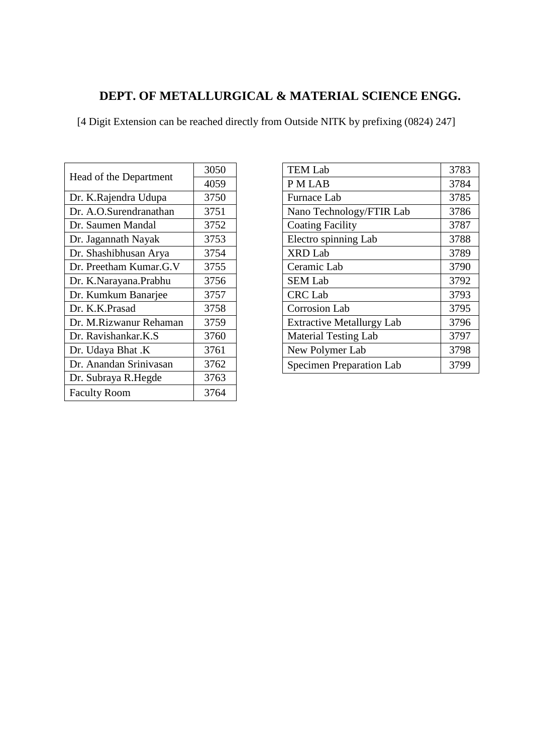## DEPT. OF METALLURGICAL & MATERIAL SCIENCE ENGG.

[4 Digit Extension can be reached directly from Outside NITK by prefixing (0824) 247]

| Name | Extension |
|---|---|
| Head of the Department | 3050 |
| | 4059 |
| Dr. K.Rajendra Udupa | 3750 |
| Dr. A.O.Surendranathan | 3751 |
| Dr. Saumen Mandal | 3752 |
| Dr. Jagannath Nayak | 3753 |
| Dr. Shashibhusan Arya | 3754 |
| Dr. Preetham Kumar.G.V | 3755 |
| Dr. K.Narayana.Prabhu | 3756 |
| Dr. Kumkum Banarjee | 3757 |
| Dr. K.K.Prasad | 3758 |
| Dr. M.Rizwanur Rehaman | 3759 |
| Dr. Ravishankar.K.S | 3760 |
| Dr. Udaya Bhat .K | 3761 |
| Dr. Anandan Srinivasan | 3762 |
| Dr. Subraya R.Hegde | 3763 |
| Faculty Room | 3764 |

| Lab | Extension |
|---|---|
| TEM Lab | 3783 |
| P M LAB | 3784 |
| Furnace Lab | 3785 |
| Nano Technology/FTIR Lab | 3786 |
| Coating Facility | 3787 |
| Electro spinning Lab | 3788 |
| XRD Lab | 3789 |
| Ceramic Lab | 3790 |
| SEM Lab | 3792 |
| CRC Lab | 3793 |
| Corrosion Lab | 3795 |
| Extractive Metallurgy Lab | 3796 |
| Material Testing Lab | 3797 |
| New Polymer Lab | 3798 |
| Specimen Preparation Lab | 3799 |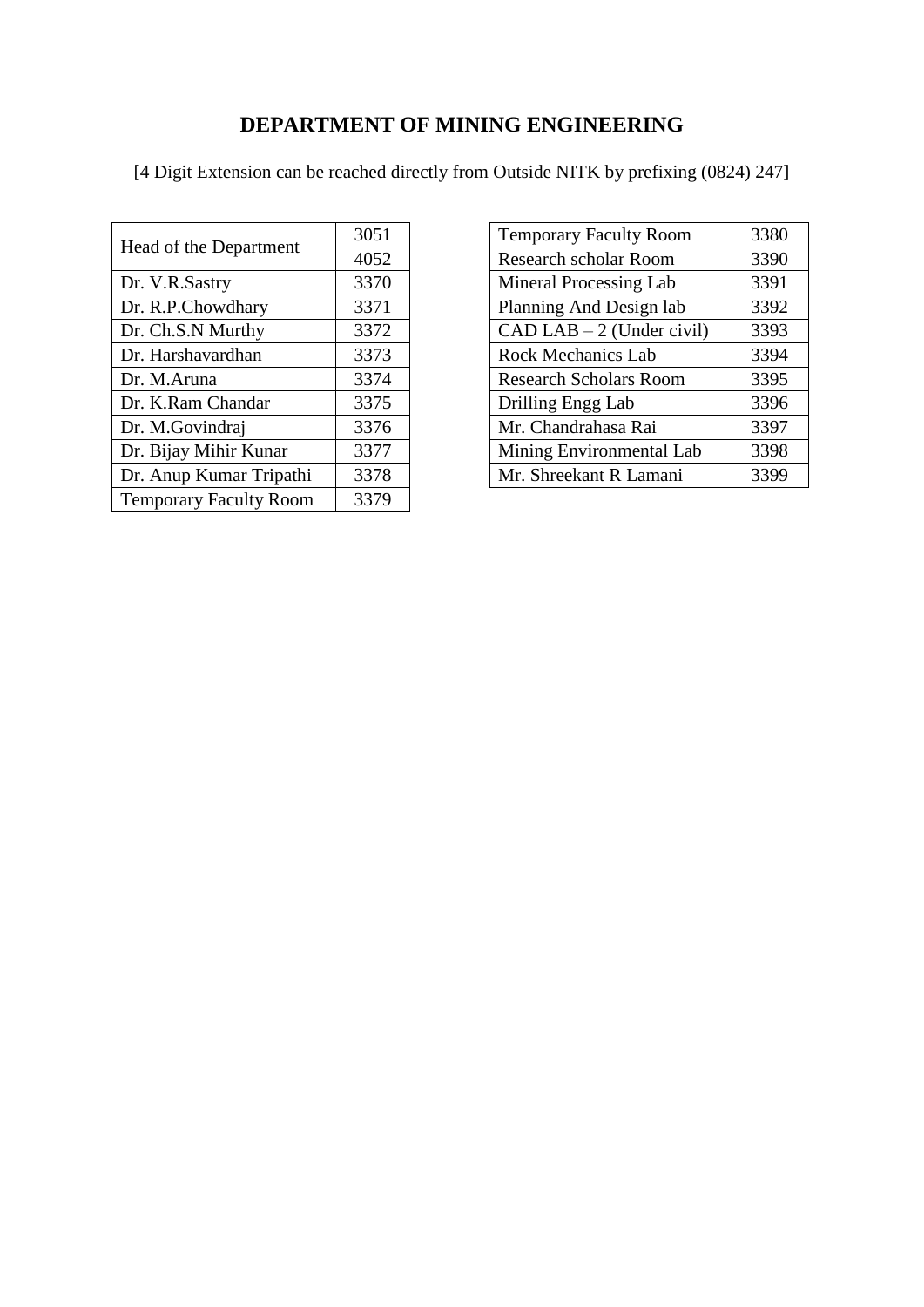# DEPARTMENT OF MINING ENGINEERING

[4 Digit Extension can be reached directly from Outside NITK by prefixing (0824) 247]

| Head of the Department | 3051 |
|---|---|
| | 4052 |
| Dr. V.R.Sastry | 3370 |
| Dr. R.P.Chowdhary | 3371 |
| Dr. Ch.S.N Murthy | 3372 |
| Dr. Harshavardhan | 3373 |
| Dr. M.Aruna | 3374 |
| Dr. K.Ram Chandar | 3375 |
| Dr. M.Govindraj | 3376 |
| Dr. Bijay Mihir Kunar | 3377 |
| Dr. Anup Kumar Tripathi | 3378 |
| Temporary Faculty Room | 3379 |

| Temporary Faculty Room | 3380 |
|---|---|
| Research scholar Room | 3390 |
| Mineral Processing Lab | 3391 |
| Planning And Design lab | 3392 |
| CAD LAB – 2 (Under civil) | 3393 |
| Rock Mechanics Lab | 3394 |
| Research Scholars Room | 3395 |
| Drilling Engg Lab | 3396 |
| Mr. Chandrahasa Rai | 3397 |
| Mining Environmental Lab | 3398 |
| Mr. Shreekant R Lamani | 3399 |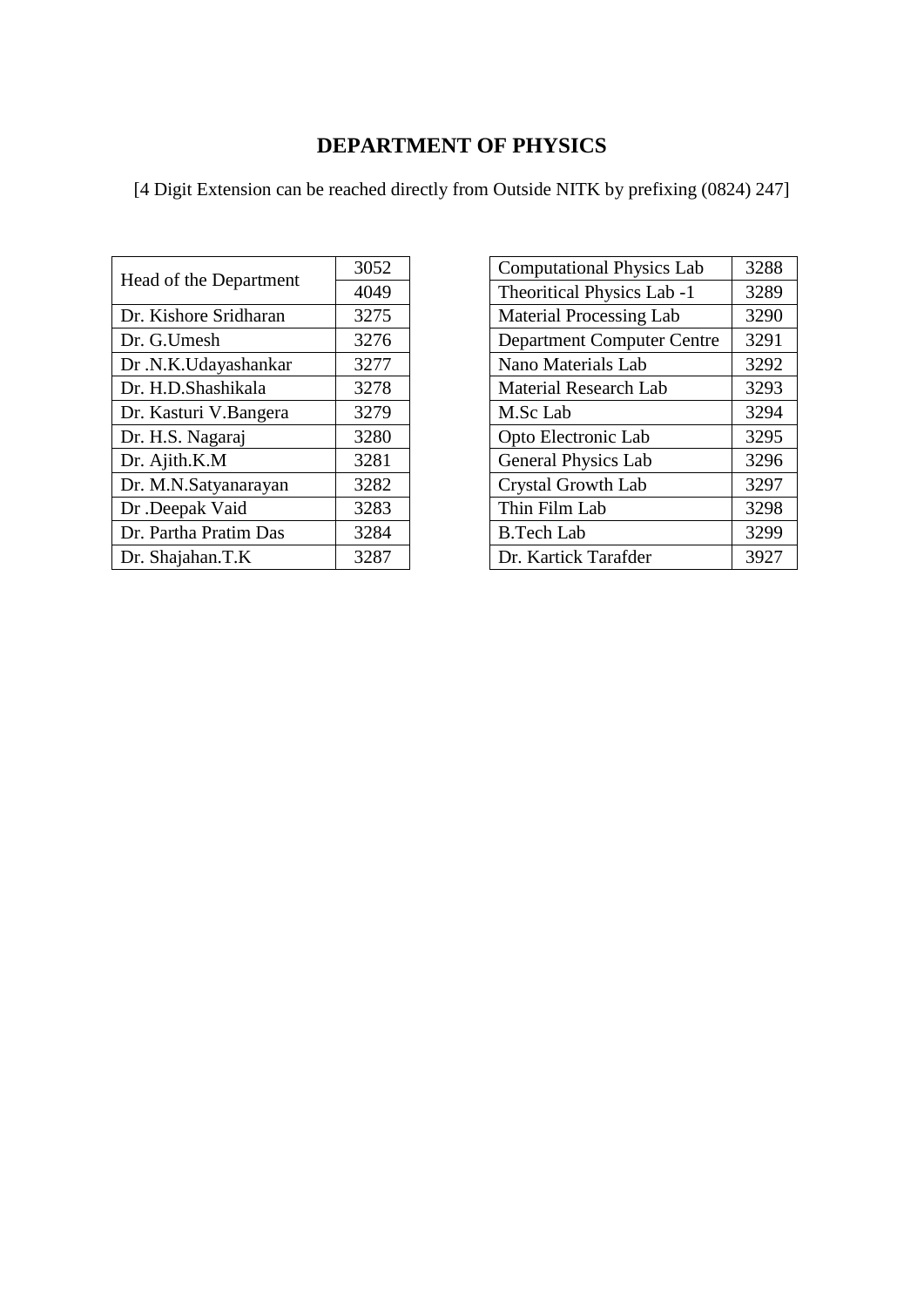# DEPARTMENT OF PHYSICS

[4 Digit Extension can be reached directly from Outside NITK by prefixing (0824) 247]

| | |
|---|---|
| Head of the Department | 3052 |
| | 4049 |
| Dr. Kishore Sridharan | 3275 |
| Dr. G.Umesh | 3276 |
| Dr .N.K.Udayashankar | 3277 |
| Dr. H.D.Shashikala | 3278 |
| Dr. Kasturi V.Bangera | 3279 |
| Dr. H.S. Nagaraj | 3280 |
| Dr. Ajith.K.M | 3281 |
| Dr. M.N.Satyanarayan | 3282 |
| Dr .Deepak Vaid | 3283 |
| Dr. Partha Pratim Das | 3284 |
| Dr. Shajahan.T.K | 3287 |

| | |
|---|---|
| Computational Physics Lab | 3288 |
| Theoritical Physics Lab -1 | 3289 |
| Material Processing Lab | 3290 |
| Department Computer Centre | 3291 |
| Nano Materials Lab | 3292 |
| Material Research Lab | 3293 |
| M.Sc Lab | 3294 |
| Opto Electronic Lab | 3295 |
| General Physics Lab | 3296 |
| Crystal Growth Lab | 3297 |
| Thin Film Lab | 3298 |
| B.Tech Lab | 3299 |
| Dr. Kartick Tarafder | 3927 |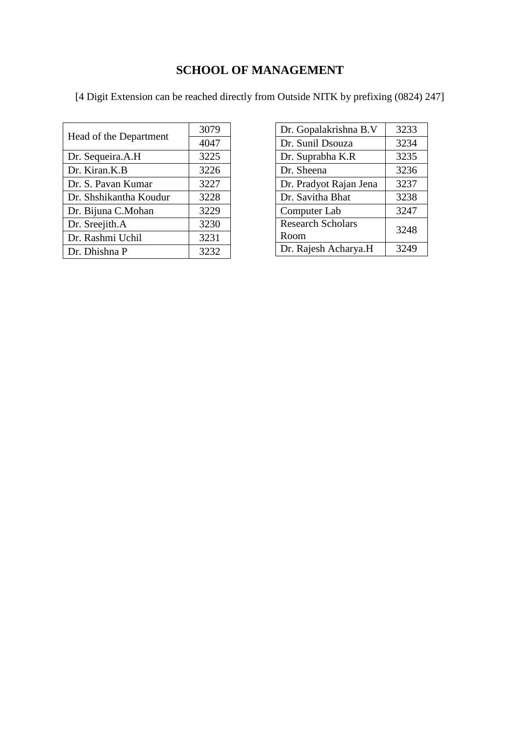## SCHOOL OF MANAGEMENT

[4 Digit Extension can be reached directly from Outside NITK by prefixing (0824) 247]

| Name | Extension |
|---|---|
| Head of the Department | 3079 |
| | 4047 |
| Dr. Sequeira.A.H | 3225 |
| Dr. Kiran.K.B | 3226 |
| Dr. S. Pavan Kumar | 3227 |
| Dr. Shshikantha Koudur | 3228 |
| Dr. Bijuna C.Mohan | 3229 |
| Dr. Sreejith.A | 3230 |
| Dr. Rashmi Uchil | 3231 |
| Dr. Dhishna P | 3232 |

| Name | Extension |
|---|---|
| Dr. Gopalakrishna B.V | 3233 |
| Dr. Sunil Dsouza | 3234 |
| Dr. Suprabha K.R | 3235 |
| Dr. Sheena | 3236 |
| Dr. Pradyot Rajan Jena | 3237 |
| Dr. Savitha Bhat | 3238 |
| Computer Lab | 3247 |
| Research Scholars Room | 3248 |
| Dr. Rajesh Acharya.H | 3249 |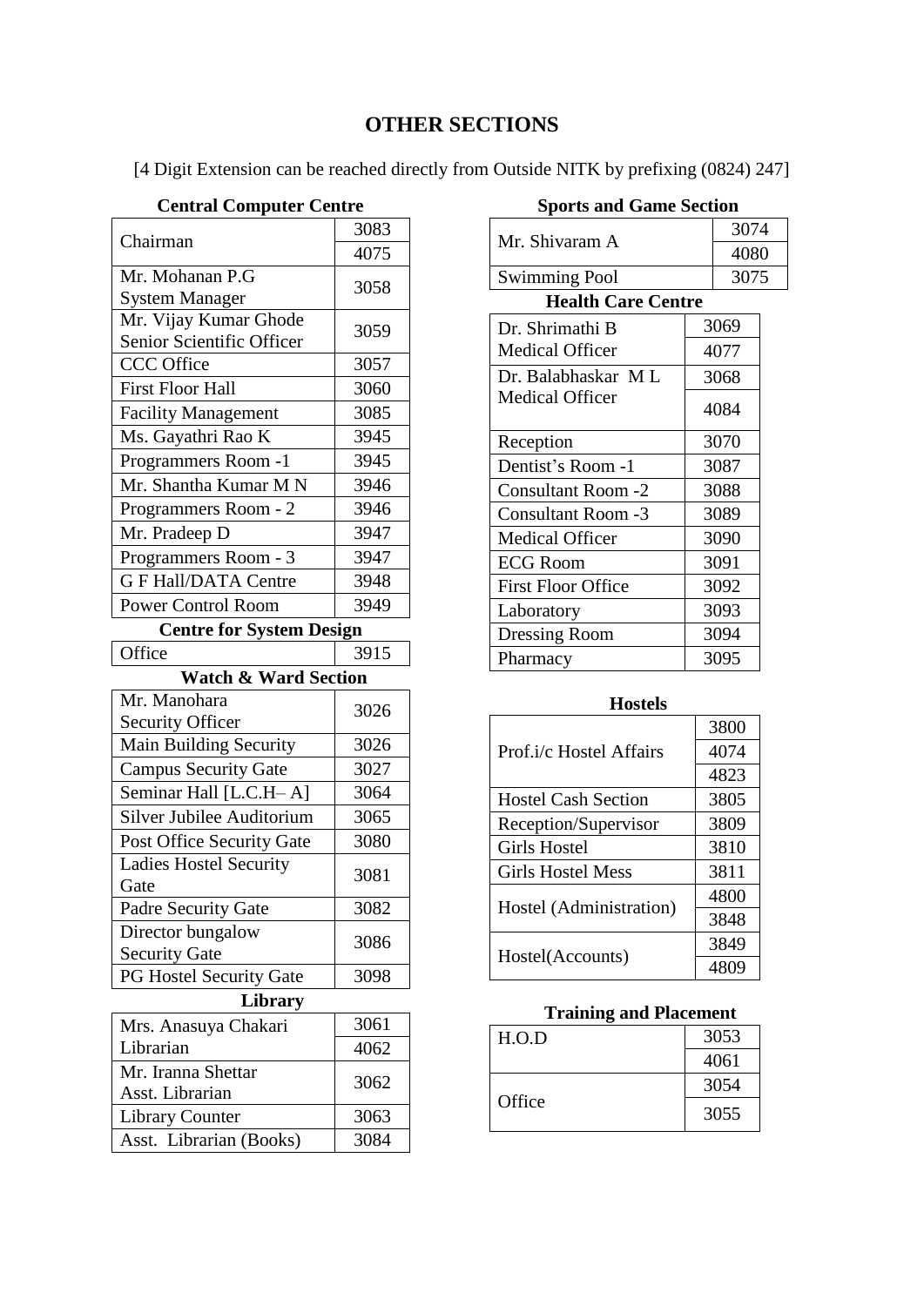# OTHER SECTIONS

[4 Digit Extension can be reached directly from Outside NITK by prefixing (0824) 247]

### Central Computer Centre

| | |
|---|---|
| Chairman | 3083 |
| | 4075 |
| Mr. Mohanan P.G System Manager | 3058 |
| Mr. Vijay Kumar Ghode Senior Scientific Officer | 3059 |
| CCC Office | 3057 |
| First Floor Hall | 3060 |
| Facility Management | 3085 |
| Ms. Gayathri Rao K | 3945 |
| Programmers Room -1 | 3945 |
| Mr. Shantha Kumar M N | 3946 |
| Programmers Room - 2 | 3946 |
| Mr. Pradeep D | 3947 |
| Programmers Room - 3 | 3947 |
| G F Hall/DATA Centre | 3948 |
| Power Control Room | 3949 |

### Centre for System Design

| | |
|---|---|
| Office | 3915 |

### Watch & Ward Section

| | |
|---|---|
| Mr. Manohara Security Officer | 3026 |
| Main Building Security | 3026 |
| Campus Security Gate | 3027 |
| Seminar Hall [L.C.H– A] | 3064 |
| Silver Jubilee Auditorium | 3065 |
| Post Office Security Gate | 3080 |
| Ladies Hostel Security Gate | 3081 |
| Padre Security Gate | 3082 |
| Director bungalow Security Gate | 3086 |
| PG Hostel Security Gate | 3098 |

### Library

| | |
|---|---|
| Mrs. Anasuya Chakari Librarian | 3061 |
| | 4062 |
| Mr. Iranna Shettar Asst. Librarian | 3062 |
| Library Counter | 3063 |
| Asst. Librarian (Books) | 3084 |

### Sports and Game Section

| | |
|---|---|
| Mr. Shivaram A | 3074 |
| | 4080 |
| Swimming Pool | 3075 |

### Health Care Centre

| | |
|---|---|
| Dr. Shrimathi B Medical Officer | 3069 |
| | 4077 |
| Dr. Balabhaskar M L Medical Officer | 3068 |
| | 4084 |
| Reception | 3070 |
| Dentist's Room -1 | 3087 |
| Consultant Room -2 | 3088 |
| Consultant Room -3 | 3089 |
| Medical Officer | 3090 |
| ECG Room | 3091 |
| First Floor Office | 3092 |
| Laboratory | 3093 |
| Dressing Room | 3094 |
| Pharmacy | 3095 |

### Hostels

| | |
|---|---|
| Prof.i/c Hostel Affairs | 3800 |
| | 4074 |
| | 4823 |
| Hostel Cash Section | 3805 |
| Reception/Supervisor | 3809 |
| Girls Hostel | 3810 |
| Girls Hostel Mess | 3811 |
| Hostel (Administration) | 4800 |
| | 3848 |
| Hostel(Accounts) | 3849 |
| | 4809 |

### Training and Placement

| | |
|---|---|
| H.O.D | 3053 |
| | 4061 |
| Office | 3054 |
| | 3055 |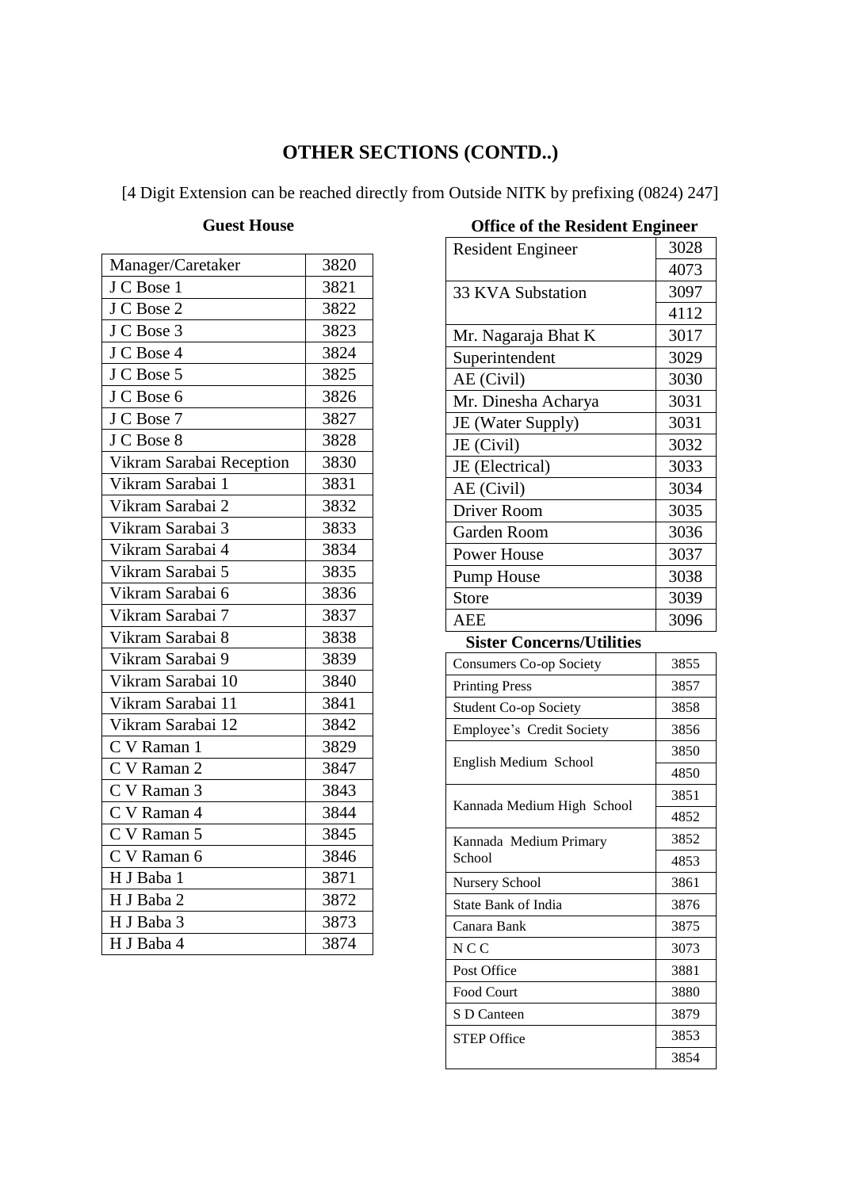# OTHER SECTIONS (CONTD..)

[4 Digit Extension can be reached directly from Outside NITK by prefixing (0824) 247]

### Guest House

| Manager/Caretaker | 3820 |
|---|---|
| J C Bose 1 | 3821 |
| J C Bose 2 | 3822 |
| J C Bose 3 | 3823 |
| J C Bose 4 | 3824 |
| J C Bose 5 | 3825 |
| J C Bose 6 | 3826 |
| J C Bose 7 | 3827 |
| J C Bose 8 | 3828 |
| Vikram Sarabai Reception | 3830 |
| Vikram Sarabai 1 | 3831 |
| Vikram Sarabai 2 | 3832 |
| Vikram Sarabai 3 | 3833 |
| Vikram Sarabai 4 | 3834 |
| Vikram Sarabai 5 | 3835 |
| Vikram Sarabai 6 | 3836 |
| Vikram Sarabai 7 | 3837 |
| Vikram Sarabai 8 | 3838 |
| Vikram Sarabai 9 | 3839 |
| Vikram Sarabai 10 | 3840 |
| Vikram Sarabai 11 | 3841 |
| Vikram Sarabai 12 | 3842 |
| C V Raman 1 | 3829 |
| C V Raman 2 | 3847 |
| C V Raman 3 | 3843 |
| C V Raman 4 | 3844 |
| C V Raman 5 | 3845 |
| C V Raman 6 | 3846 |
| H J Baba 1 | 3871 |
| H J Baba 2 | 3872 |
| H J Baba 3 | 3873 |
| H J Baba 4 | 3874 |

### Office of the Resident Engineer

| Resident Engineer | 3028 |
|---|---|
| | 4073 |
| 33 KVA Substation | 3097 |
| | 4112 |
| Mr. Nagaraja Bhat K | 3017 |
| Superintendent | 3029 |
| AE (Civil) | 3030 |
| Mr. Dinesha Acharya | 3031 |
| JE (Water Supply) | 3031 |
| JE (Civil) | 3032 |
| JE (Electrical) | 3033 |
| AE (Civil) | 3034 |
| Driver Room | 3035 |
| Garden Room | 3036 |
| Power House | 3037 |
| Pump House | 3038 |
| Store | 3039 |
| AEE | 3096 |

### Sister Concerns/Utilities

| Consumers Co-op Society | 3855 |
|---|---|
| Printing Press | 3857 |
| Student Co-op Society | 3858 |
| Employee's Credit Society | 3856 |
| English Medium School | 3850 |
| | 4850 |
| Kannada Medium High School | 3851 |
| | 4852 |
| Kannada Medium Primary School | 3852 |
| | 4853 |
| Nursery School | 3861 |
| State Bank of India | 3876 |
| Canara Bank | 3875 |
| N C C | 3073 |
| Post Office | 3881 |
| Food Court | 3880 |
| S D Canteen | 3879 |
| STEP Office | 3853 |
| | 3854 |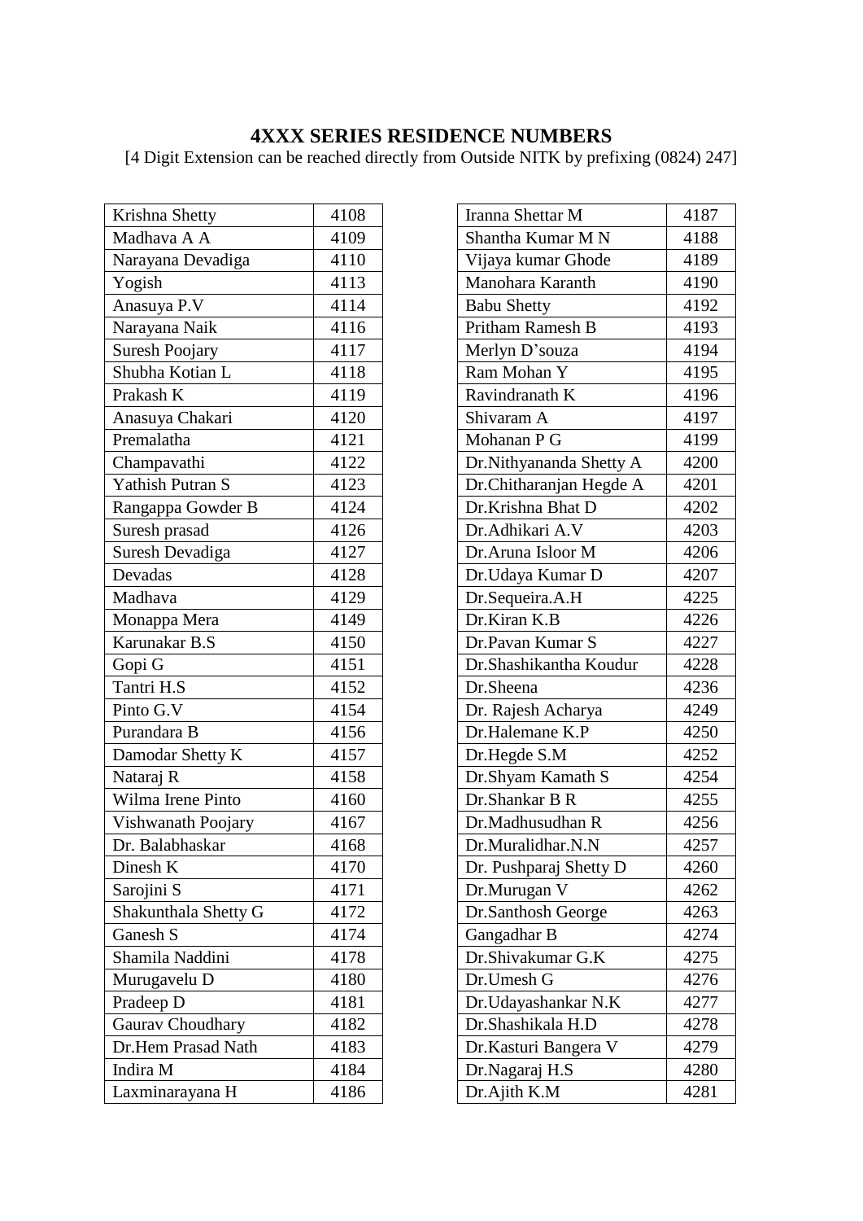## 4XXX SERIES RESIDENCE NUMBERS

[4 Digit Extension can be reached directly from Outside NITK by prefixing (0824) 247]

| | |
|---|---|
| Krishna Shetty | 4108 |
| Madhava A A | 4109 |
| Narayana Devadiga | 4110 |
| Yogish | 4113 |
| Anasuya P.V | 4114 |
| Narayana Naik | 4116 |
| Suresh Poojary | 4117 |
| Shubha Kotian L | 4118 |
| Prakash K | 4119 |
| Anasuya Chakari | 4120 |
| Premalatha | 4121 |
| Champavathi | 4122 |
| Yathish Putran S | 4123 |
| Rangappa Gowder B | 4124 |
| Suresh prasad | 4126 |
| Suresh Devadiga | 4127 |
| Devadas | 4128 |
| Madhava | 4129 |
| Monappa Mera | 4149 |
| Karunakar B.S | 4150 |
| Gopi G | 4151 |
| Tantri H.S | 4152 |
| Pinto G.V | 4154 |
| Purandara B | 4156 |
| Damodar Shetty K | 4157 |
| Nataraj R | 4158 |
| Wilma Irene Pinto | 4160 |
| Vishwanath Poojary | 4167 |
| Dr. Balabhaskar | 4168 |
| Dinesh K | 4170 |
| Sarojini S | 4171 |
| Shakunthala Shetty G | 4172 |
| Ganesh S | 4174 |
| Shamila Naddini | 4178 |
| Murugavelu D | 4180 |
| Pradeep D | 4181 |
| Gaurav Choudhary | 4182 |
| Dr.Hem Prasad Nath | 4183 |
| Indira M | 4184 |
| Laxminarayana H | 4186 |

| | |
|---|---|
| Iranna Shettar M | 4187 |
| Shantha Kumar M N | 4188 |
| Vijaya kumar Ghode | 4189 |
| Manohara Karanth | 4190 |
| Babu Shetty | 4192 |
| Pritham Ramesh B | 4193 |
| Merlyn D'souza | 4194 |
| Ram Mohan Y | 4195 |
| Ravindranath K | 4196 |
| Shivaram A | 4197 |
| Mohanan P G | 4199 |
| Dr.Nithyananda Shetty A | 4200 |
| Dr.Chitharanjan Hegde A | 4201 |
| Dr.Krishna Bhat D | 4202 |
| Dr.Adhikari A.V | 4203 |
| Dr.Aruna Isloor M | 4206 |
| Dr.Udaya Kumar D | 4207 |
| Dr.Sequeira.A.H | 4225 |
| Dr.Kiran K.B | 4226 |
| Dr.Pavan Kumar S | 4227 |
| Dr.Shashikantha Koudur | 4228 |
| Dr.Sheena | 4236 |
| Dr. Rajesh Acharya | 4249 |
| Dr.Halemane K.P | 4250 |
| Dr.Hegde S.M | 4252 |
| Dr.Shyam Kamath S | 4254 |
| Dr.Shankar B R | 4255 |
| Dr.Madhusudhan R | 4256 |
| Dr.Muralidhar.N.N | 4257 |
| Dr. Pushparaj Shetty D | 4260 |
| Dr.Murugan V | 4262 |
| Dr.Santhosh George | 4263 |
| Gangadhar B | 4274 |
| Dr.Shivakumar G.K | 4275 |
| Dr.Umesh G | 4276 |
| Dr.Udayashankar N.K | 4277 |
| Dr.Shashikala H.D | 4278 |
| Dr.Kasturi Bangera V | 4279 |
| Dr.Nagaraj H.S | 4280 |
| Dr.Ajith K.M | 4281 |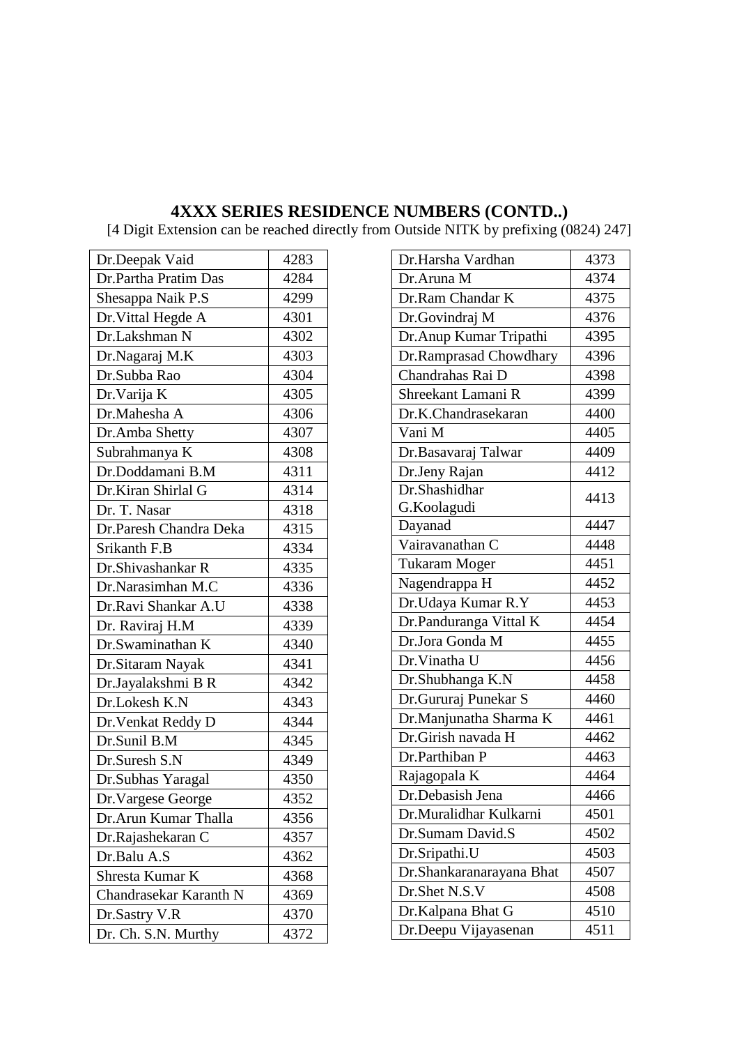## 4XXX SERIES RESIDENCE NUMBERS (CONTD..)

[4 Digit Extension can be reached directly from Outside NITK by prefixing (0824) 247]

| Name | Number |
|---|---|
| Dr.Deepak Vaid | 4283 |
| Dr.Partha Pratim Das | 4284 |
| Shesappa Naik P.S | 4299 |
| Dr.Vittal Hegde A | 4301 |
| Dr.Lakshman N | 4302 |
| Dr.Nagaraj M.K | 4303 |
| Dr.Subba Rao | 4304 |
| Dr.Varija K | 4305 |
| Dr.Mahesha A | 4306 |
| Dr.Amba Shetty | 4307 |
| Subrahmanya K | 4308 |
| Dr.Doddamani B.M | 4311 |
| Dr.Kiran Shirlal G | 4314 |
| Dr. T. Nasar | 4318 |
| Dr.Paresh Chandra Deka | 4315 |
| Srikanth F.B | 4334 |
| Dr.Shivashankar R | 4335 |
| Dr.Narasimhan M.C | 4336 |
| Dr.Ravi Shankar A.U | 4338 |
| Dr. Raviraj H.M | 4339 |
| Dr.Swaminathan K | 4340 |
| Dr.Sitaram Nayak | 4341 |
| Dr.Jayalakshmi B R | 4342 |
| Dr.Lokesh K.N | 4343 |
| Dr.Venkat Reddy D | 4344 |
| Dr.Sunil B.M | 4345 |
| Dr.Suresh S.N | 4349 |
| Dr.Subhas Yaragal | 4350 |
| Dr.Vargese George | 4352 |
| Dr.Arun Kumar Thalla | 4356 |
| Dr.Rajashekaran C | 4357 |
| Dr.Balu A.S | 4362 |
| Shresta Kumar K | 4368 |
| Chandrasekar Karanth N | 4369 |
| Dr.Sastry V.R | 4370 |
| Dr. Ch. S.N. Murthy | 4372 |

| Name | Number |
|---|---|
| Dr.Harsha Vardhan | 4373 |
| Dr.Aruna M | 4374 |
| Dr.Ram Chandar K | 4375 |
| Dr.Govindraj M | 4376 |
| Dr.Anup Kumar Tripathi | 4395 |
| Dr.Ramprasad Chowdhary | 4396 |
| Chandrahas Rai D | 4398 |
| Shreekant Lamani R | 4399 |
| Dr.K.Chandrasekaran | 4400 |
| Vani M | 4405 |
| Dr.Basavaraj Talwar | 4409 |
| Dr.Jeny Rajan | 4412 |
| Dr.Shashidhar G.Koolagudi | 4413 |
| Dayanad | 4447 |
| Vairavanathan C | 4448 |
| Tukaram Moger | 4451 |
| Nagendrappa H | 4452 |
| Dr.Udaya Kumar R.Y | 4453 |
| Dr.Panduranga Vittal K | 4454 |
| Dr.Jora Gonda M | 4455 |
| Dr.Vinatha U | 4456 |
| Dr.Shubhanga K.N | 4458 |
| Dr.Gururaj Punekar S | 4460 |
| Dr.Manjunatha Sharma K | 4461 |
| Dr.Girish navada H | 4462 |
| Dr.Parthiban P | 4463 |
| Rajagopala K | 4464 |
| Dr.Debasish Jena | 4466 |
| Dr.Muralidhar Kulkarni | 4501 |
| Dr.Sumam David.S | 4502 |
| Dr.Sripathi.U | 4503 |
| Dr.Shankaranarayana Bhat | 4507 |
| Dr.Shet N.S.V | 4508 |
| Dr.Kalpana Bhat G | 4510 |
| Dr.Deepu Vijayasenan | 4511 |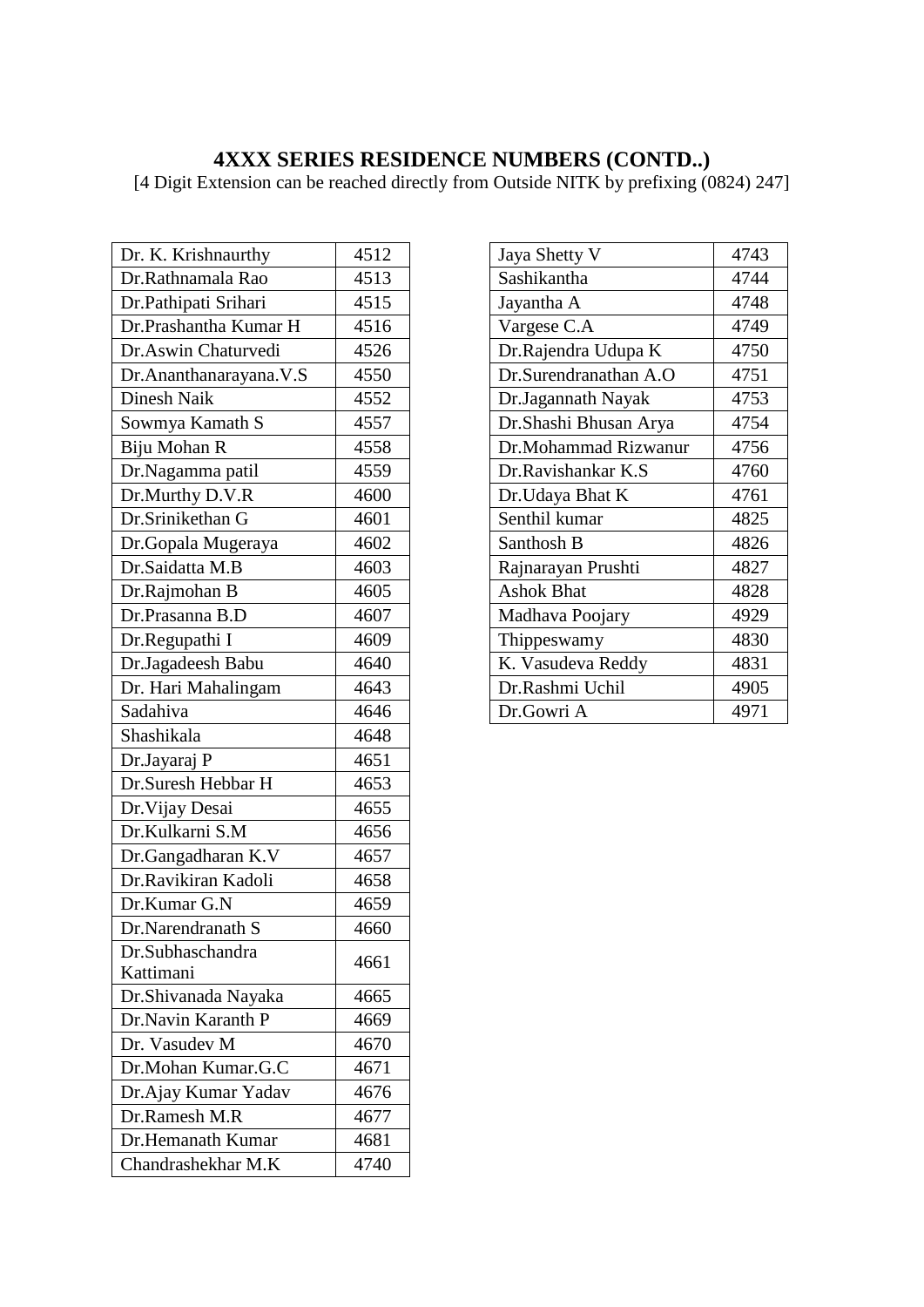## 4XXX SERIES RESIDENCE NUMBERS (CONTD..)

[4 Digit Extension can be reached directly from Outside NITK by prefixing (0824) 247]

| | |
|---|---|
| Dr. K. Krishnaurthy | 4512 |
| Dr.Rathnamala Rao | 4513 |
| Dr.Pathipati Srihari | 4515 |
| Dr.Prashantha Kumar H | 4516 |
| Dr.Aswin Chaturvedi | 4526 |
| Dr.Ananthanarayana.V.S | 4550 |
| Dinesh Naik | 4552 |
| Sowmya Kamath S | 4557 |
| Biju Mohan R | 4558 |
| Dr.Nagamma patil | 4559 |
| Dr.Murthy D.V.R | 4600 |
| Dr.Srinikethan G | 4601 |
| Dr.Gopala Mugeraya | 4602 |
| Dr.Saidatta M.B | 4603 |
| Dr.Rajmohan B | 4605 |
| Dr.Prasanna B.D | 4607 |
| Dr.Regupathi I | 4609 |
| Dr.Jagadeesh Babu | 4640 |
| Dr. Hari Mahalingam | 4643 |
| Sadahiva | 4646 |
| Shashikala | 4648 |
| Dr.Jayaraj P | 4651 |
| Dr.Suresh Hebbar H | 4653 |
| Dr.Vijay Desai | 4655 |
| Dr.Kulkarni S.M | 4656 |
| Dr.Gangadharan K.V | 4657 |
| Dr.Ravikiran Kadoli | 4658 |
| Dr.Kumar G.N | 4659 |
| Dr.Narendranath S | 4660 |
| Dr.Subhaschandra Kattimani | 4661 |
| Dr.Shivanada Nayaka | 4665 |
| Dr.Navin Karanth P | 4669 |
| Dr. Vasudev M | 4670 |
| Dr.Mohan Kumar.G.C | 4671 |
| Dr.Ajay Kumar Yadav | 4676 |
| Dr.Ramesh M.R | 4677 |
| Dr.Hemanath Kumar | 4681 |
| Chandrashekhar M.K | 4740 |

| | |
|---|---|
| Jaya Shetty V | 4743 |
| Sashikantha | 4744 |
| Jayantha A | 4748 |
| Vargese C.A | 4749 |
| Dr.Rajendra Udupa K | 4750 |
| Dr.Surendranathan A.O | 4751 |
| Dr.Jagannath Nayak | 4753 |
| Dr.Shashi Bhusan Arya | 4754 |
| Dr.Mohammad Rizwanur | 4756 |
| Dr.Ravishankar K.S | 4760 |
| Dr.Udaya Bhat K | 4761 |
| Senthil kumar | 4825 |
| Santhosh B | 4826 |
| Rajnarayan Prushti | 4827 |
| Ashok Bhat | 4828 |
| Madhava Poojary | 4929 |
| Thippeswamy | 4830 |
| K. Vasudeva Reddy | 4831 |
| Dr.Rashmi Uchil | 4905 |
| Dr.Gowri A | 4971 |